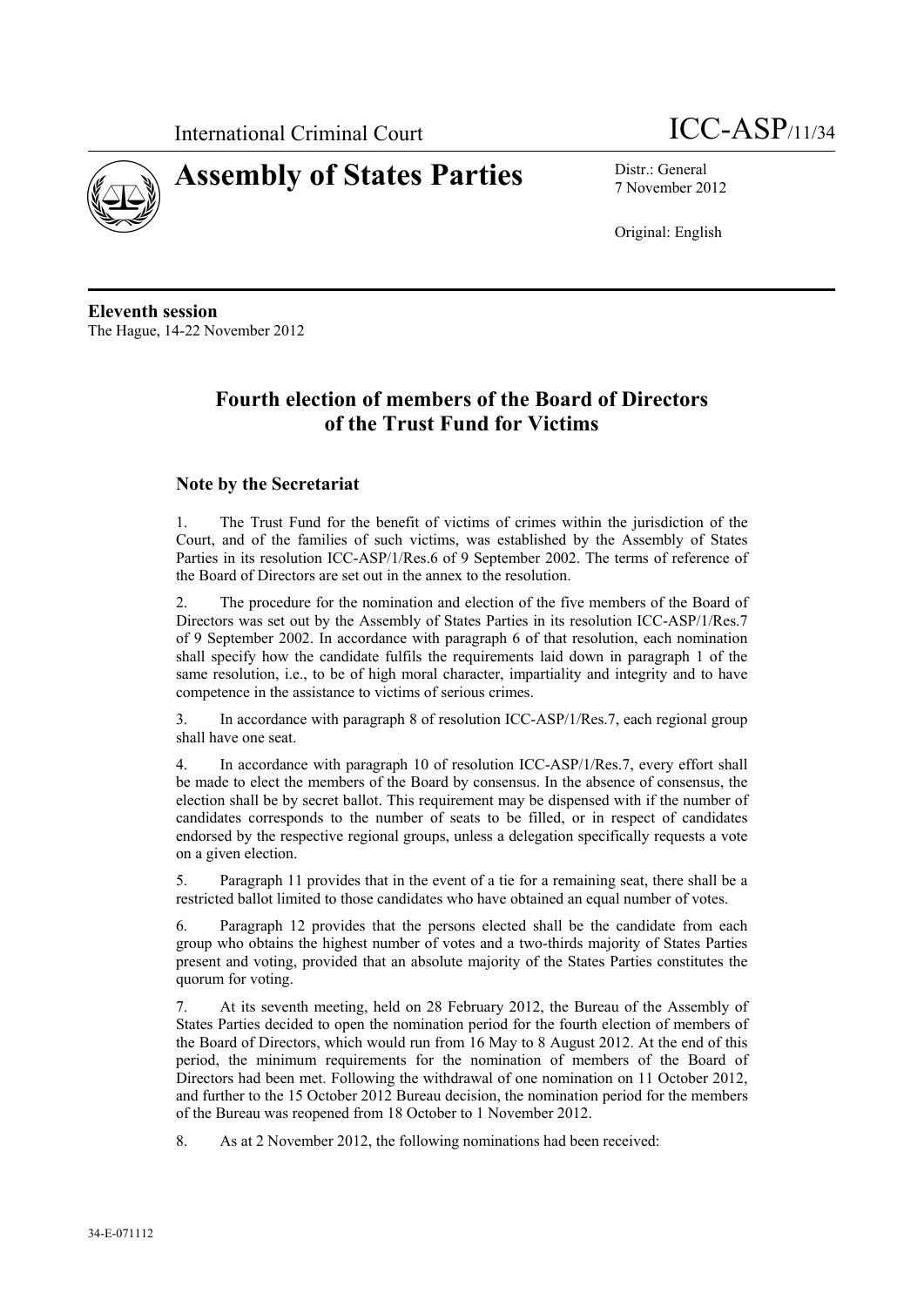International Criminal Court

# Assembly of States Parties

ICC-ASP/11/34

Distr.: General
7 November 2012

Original: English

**Eleventh session**
The Hague, 14-22 November 2012

## Fourth election of members of the Board of Directors of the Trust Fund for Victims

### Note by the Secretariat

1. The Trust Fund for the benefit of victims of crimes within the jurisdiction of the Court, and of the families of such victims, was established by the Assembly of States Parties in its resolution ICC-ASP/1/Res.6 of 9 September 2002. The terms of reference of the Board of Directors are set out in the annex to the resolution.

2. The procedure for the nomination and election of the five members of the Board of Directors was set out by the Assembly of States Parties in its resolution ICC-ASP/1/Res.7 of 9 September 2002. In accordance with paragraph 6 of that resolution, each nomination shall specify how the candidate fulfils the requirements laid down in paragraph 1 of the same resolution, i.e., to be of high moral character, impartiality and integrity and to have competence in the assistance to victims of serious crimes.

3. In accordance with paragraph 8 of resolution ICC-ASP/1/Res.7, each regional group shall have one seat.

4. In accordance with paragraph 10 of resolution ICC-ASP/1/Res.7, every effort shall be made to elect the members of the Board by consensus. In the absence of consensus, the election shall be by secret ballot. This requirement may be dispensed with if the number of candidates corresponds to the number of seats to be filled, or in respect of candidates endorsed by the respective regional groups, unless a delegation specifically requests a vote on a given election.

5. Paragraph 11 provides that in the event of a tie for a remaining seat, there shall be a restricted ballot limited to those candidates who have obtained an equal number of votes.

6. Paragraph 12 provides that the persons elected shall be the candidate from each group who obtains the highest number of votes and a two-thirds majority of States Parties present and voting, provided that an absolute majority of the States Parties constitutes the quorum for voting.

7. At its seventh meeting, held on 28 February 2012, the Bureau of the Assembly of States Parties decided to open the nomination period for the fourth election of members of the Board of Directors, which would run from 16 May to 8 August 2012. At the end of this period, the minimum requirements for the nomination of members of the Board of Directors had been met. Following the withdrawal of one nomination on 11 October 2012, and further to the 15 October 2012 Bureau decision, the nomination period for the members of the Bureau was reopened from 18 October to 1 November 2012.

8. As at 2 November 2012, the following nominations had been received: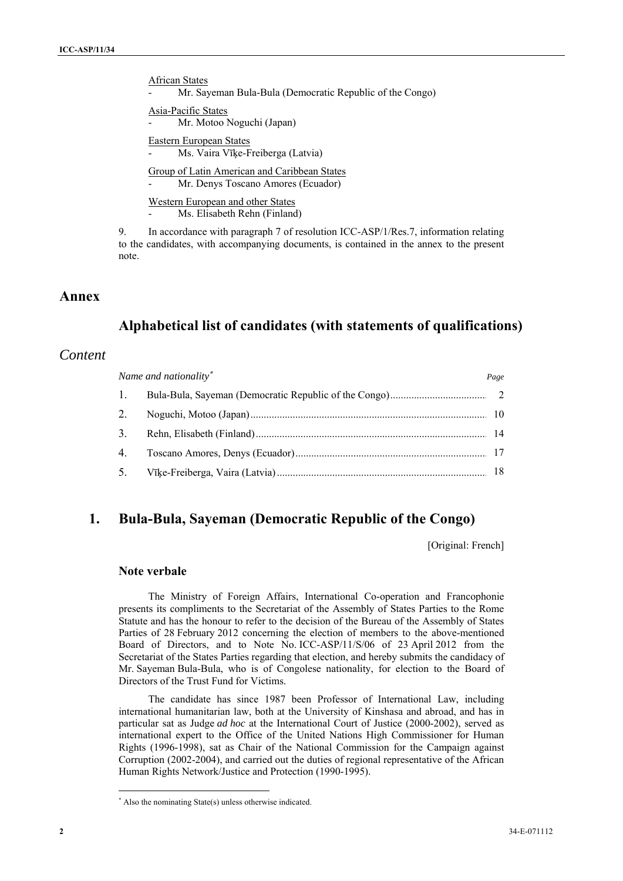African States

- Mr. Sayeman Bula-Bula (Democratic Republic of the Congo)

Asia-Pacific States

- Mr. Motoo Noguchi (Japan)

Eastern European States

- Ms. Vaira Vīķe-Freiberga (Latvia)

Group of Latin American and Caribbean States

- Mr. Denys Toscano Amores (Ecuador)

Western European and other States

- Ms. Elisabeth Rehn (Finland)

9. In accordance with paragraph 7 of resolution ICC-ASP/1/Res.7, information relating to the candidates, with accompanying documents, is contained in the annex to the present note.

# Annex

## Alphabetical list of candidates (with statements of qualifications)

## *Content*

| *Name and nationality*[*] | *Page* |
|---|---|
| 1. Bula-Bula, Sayeman (Democratic Republic of the Congo) | 2 |
| 2. Noguchi, Motoo (Japan) | 10 |
| 3. Rehn, Elisabeth (Finland) | 14 |
| 4. Toscano Amores, Denys (Ecuador) | 17 |
| 5. Vīķe-Freiberga, Vaira (Latvia) | 18 |

## 1. Bula-Bula, Sayeman (Democratic Republic of the Congo)

[Original: French]

### Note verbale

The Ministry of Foreign Affairs, International Co-operation and Francophonie presents its compliments to the Secretariat of the Assembly of States Parties to the Rome Statute and has the honour to refer to the decision of the Bureau of the Assembly of States Parties of 28 February 2012 concerning the election of members to the above-mentioned Board of Directors, and to Note No. ICC-ASP/11/S/06 of 23 April 2012 from the Secretariat of the States Parties regarding that election, and hereby submits the candidacy of Mr. Sayeman Bula-Bula, who is of Congolese nationality, for election to the Board of Directors of the Trust Fund for Victims.

The candidate has since 1987 been Professor of International Law, including international humanitarian law, both at the University of Kinshasa and abroad, and has in particular sat as Judge *ad hoc* at the International Court of Justice (2000-2002), served as international expert to the Office of the United Nations High Commissioner for Human Rights (1996-1998), sat as Chair of the National Commission for the Campaign against Corruption (2002-2004), and carried out the duties of regional representative of the African Human Rights Network/Justice and Protection (1990-1995).

[*] Also the nominating State(s) unless otherwise indicated.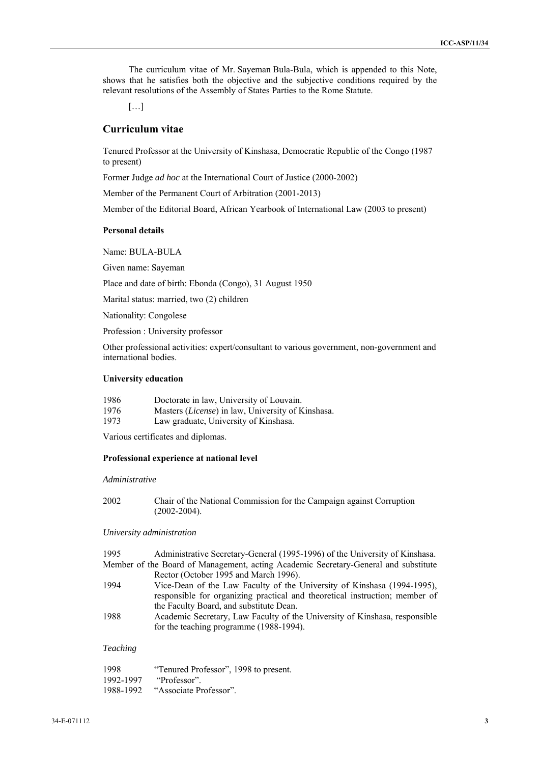The curriculum vitae of Mr. Sayeman Bula-Bula, which is appended to this Note, shows that he satisfies both the objective and the subjective conditions required by the relevant resolutions of the Assembly of States Parties to the Rome Statute.

[…]

## Curriculum vitae

Tenured Professor at the University of Kinshasa, Democratic Republic of the Congo (1987 to present)

Former Judge *ad hoc* at the International Court of Justice (2000-2002)

Member of the Permanent Court of Arbitration (2001-2013)

Member of the Editorial Board, African Yearbook of International Law (2003 to present)

### Personal details

Name: BULA-BULA

Given name: Sayeman

Place and date of birth: Ebonda (Congo), 31 August 1950

Marital status: married, two (2) children

Nationality: Congolese

Profession : University professor

Other professional activities: expert/consultant to various government, non-government and international bodies.

### University education

| | |
|---|---|
| 1986 | Doctorate in law, University of Louvain. |
| 1976 | Masters (*License*) in law, University of Kinshasa. |
| 1973 | Law graduate, University of Kinshasa. |

Various certificates and diplomas.

### Professional experience at national level

*Administrative*

| | |
|---|---|
| 2002 | Chair of the National Commission for the Campaign against Corruption (2002-2004). |

*University administration*

1995 Administrative Secretary-General (1995-1996) of the University of Kinshasa. Member of the Board of Management, acting Academic Secretary-General and substitute Rector (October 1995 and March 1996).

1994 Vice-Dean of the Law Faculty of the University of Kinshasa (1994-1995), responsible for organizing practical and theoretical instruction; member of the Faculty Board, and substitute Dean.

1988 Academic Secretary, Law Faculty of the University of Kinshasa, responsible for the teaching programme (1988-1994).

*Teaching*

| | |
|---|---|
| 1998 | "Tenured Professor", 1998 to present. |
| 1992-1997 | "Professor". |
| 1988-1992 | "Associate Professor". |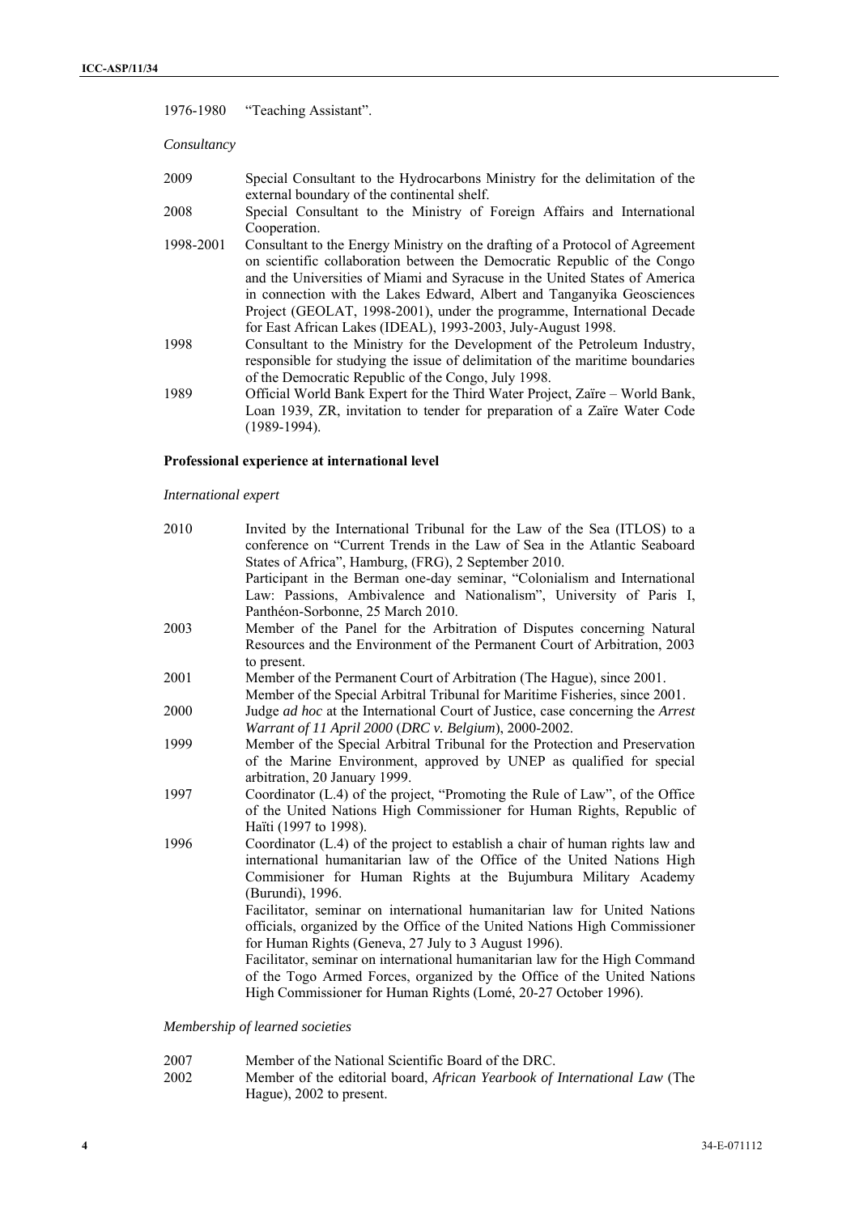1976-1980 "Teaching Assistant".

*Consultancy*

| | |
|---|---|
| 2009 | Special Consultant to the Hydrocarbons Ministry for the delimitation of the external boundary of the continental shelf. |
| 2008 | Special Consultant to the Ministry of Foreign Affairs and International Cooperation. |
| 1998-2001 | Consultant to the Energy Ministry on the drafting of a Protocol of Agreement on scientific collaboration between the Democratic Republic of the Congo and the Universities of Miami and Syracuse in the United States of America in connection with the Lakes Edward, Albert and Tanganyika Geosciences Project (GEOLAT, 1998-2001), under the programme, International Decade for East African Lakes (IDEAL), 1993-2003, July-August 1998. |
| 1998 | Consultant to the Ministry for the Development of the Petroleum Industry, responsible for studying the issue of delimitation of the maritime boundaries of the Democratic Republic of the Congo, July 1998. |
| 1989 | Official World Bank Expert for the Third Water Project, Zaïre – World Bank, Loan 1939, ZR, invitation to tender for preparation of a Zaïre Water Code (1989-1994). |

**Professional experience at international level**

*International expert*

| | |
|---|---|
| 2010 | Invited by the International Tribunal for the Law of the Sea (ITLOS) to a conference on "Current Trends in the Law of Sea in the Atlantic Seaboard States of Africa", Hamburg, (FRG), 2 September 2010. |
| | Participant in the Berman one-day seminar, "Colonialism and International Law: Passions, Ambivalence and Nationalism", University of Paris I, Panthéon-Sorbonne, 25 March 2010. |
| 2003 | Member of the Panel for the Arbitration of Disputes concerning Natural Resources and the Environment of the Permanent Court of Arbitration, 2003 to present. |
| 2001 | Member of the Permanent Court of Arbitration (The Hague), since 2001. |
| | Member of the Special Arbitral Tribunal for Maritime Fisheries, since 2001. |
| 2000 | Judge *ad hoc* at the International Court of Justice, case concerning the *Arrest Warrant of 11 April 2000* (*DRC v. Belgium*), 2000-2002. |
| 1999 | Member of the Special Arbitral Tribunal for the Protection and Preservation of the Marine Environment, approved by UNEP as qualified for special arbitration, 20 January 1999. |
| 1997 | Coordinator (L.4) of the project, "Promoting the Rule of Law", of the Office of the United Nations High Commissioner for Human Rights, Republic of Haïti (1997 to 1998). |
| 1996 | Coordinator (L.4) of the project to establish a chair of human rights law and international humanitarian law of the Office of the United Nations High Commisioner for Human Rights at the Bujumbura Military Academy (Burundi), 1996. |
| | Facilitator, seminar on international humanitarian law for United Nations officials, organized by the Office of the United Nations High Commissioner for Human Rights (Geneva, 27 July to 3 August 1996). |
| | Facilitator, seminar on international humanitarian law for the High Command of the Togo Armed Forces, organized by the Office of the United Nations High Commissioner for Human Rights (Lomé, 20-27 October 1996). |

*Membership of learned societies*

| | |
|---|---|
| 2007 | Member of the National Scientific Board of the DRC. |
| 2002 | Member of the editorial board, *African Yearbook of International Law* (The Hague), 2002 to present. |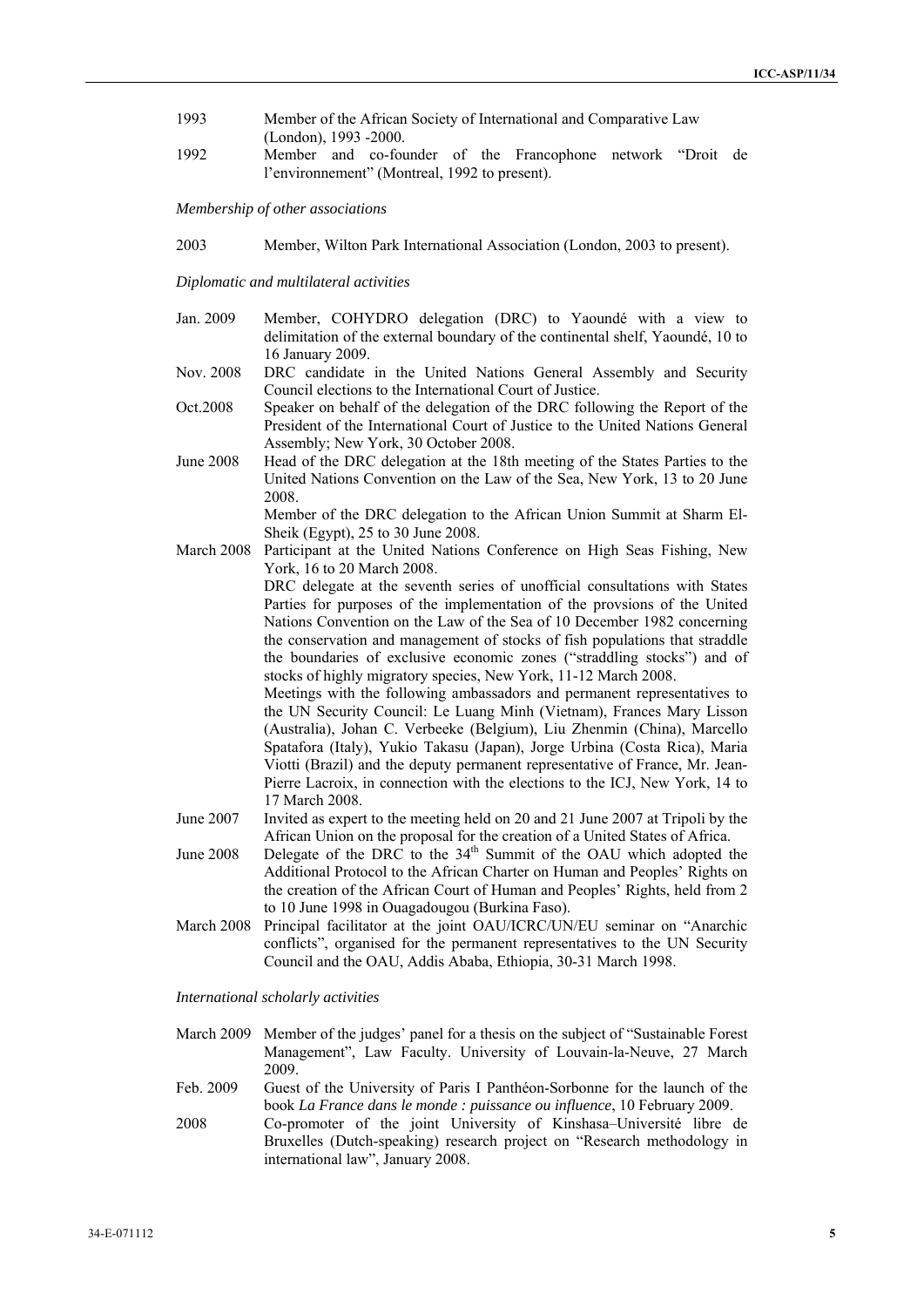| | |
|---|---|
| 1993 | Member of the African Society of International and Comparative Law (London), 1993 -2000. |
| 1992 | Member and co-founder of the Francophone network "Droit de l'environnement" (Montreal, 1992 to present). |

*Membership of other associations*

| | |
|---|---|
| 2003 | Member, Wilton Park International Association (London, 2003 to present). |

*Diplomatic and multilateral activities*

| | |
|---|---|
| Jan. 2009 | Member, COHYDRO delegation (DRC) to Yaoundé with a view to delimitation of the external boundary of the continental shelf, Yaoundé, 10 to 16 January 2009. |
| Nov. 2008 | DRC candidate in the United Nations General Assembly and Security Council elections to the International Court of Justice. |
| Oct.2008 | Speaker on behalf of the delegation of the DRC following the Report of the President of the International Court of Justice to the United Nations General Assembly; New York, 30 October 2008. |
| June 2008 | Head of the DRC delegation at the 18th meeting of the States Parties to the United Nations Convention on the Law of the Sea, New York, 13 to 20 June 2008.<br>Member of the DRC delegation to the African Union Summit at Sharm El-Sheik (Egypt), 25 to 30 June 2008. |
| March 2008 | Participant at the United Nations Conference on High Seas Fishing, New York, 16 to 20 March 2008.<br>DRC delegate at the seventh series of unofficial consultations with States Parties for purposes of the implementation of the provsions of the United Nations Convention on the Law of the Sea of 10 December 1982 concerning the conservation and management of stocks of fish populations that straddle the boundaries of exclusive economic zones ("straddling stocks") and of stocks of highly migratory species, New York, 11-12 March 2008.<br>Meetings with the following ambassadors and permanent representatives to the UN Security Council: Le Luang Minh (Vietnam), Frances Mary Lisson (Australia), Johan C. Verbeeke (Belgium), Liu Zhenmin (China), Marcello Spatafora (Italy), Yukio Takasu (Japan), Jorge Urbina (Costa Rica), Maria Viotti (Brazil) and the deputy permanent representative of France, Mr. Jean-Pierre Lacroix, in connection with the elections to the ICJ, New York, 14 to 17 March 2008. |
| June 2007 | Invited as expert to the meeting held on 20 and 21 June 2007 at Tripoli by the African Union on the proposal for the creation of a United States of Africa. |
| June 2008 | Delegate of the DRC to the 34th Summit of the OAU which adopted the Additional Protocol to the African Charter on Human and Peoples' Rights on the creation of the African Court of Human and Peoples' Rights, held from 2 to 10 June 1998 in Ouagadougou (Burkina Faso). |
| March 2008 | Principal facilitator at the joint OAU/ICRC/UN/EU seminar on "Anarchic conflicts", organised for the permanent representatives to the UN Security Council and the OAU, Addis Ababa, Ethiopia, 30-31 March 1998. |

*International scholarly activities*

| | |
|---|---|
| March 2009 | Member of the judges' panel for a thesis on the subject of "Sustainable Forest Management", Law Faculty. University of Louvain-la-Neuve, 27 March 2009. |
| Feb. 2009 | Guest of the University of Paris I Panthéon-Sorbonne for the launch of the book *La France dans le monde : puissance ou influence*, 10 February 2009. |
| 2008 | Co-promoter of the joint University of Kinshasa–Université libre de Bruxelles (Dutch-speaking) research project on "Research methodology in international law", January 2008. |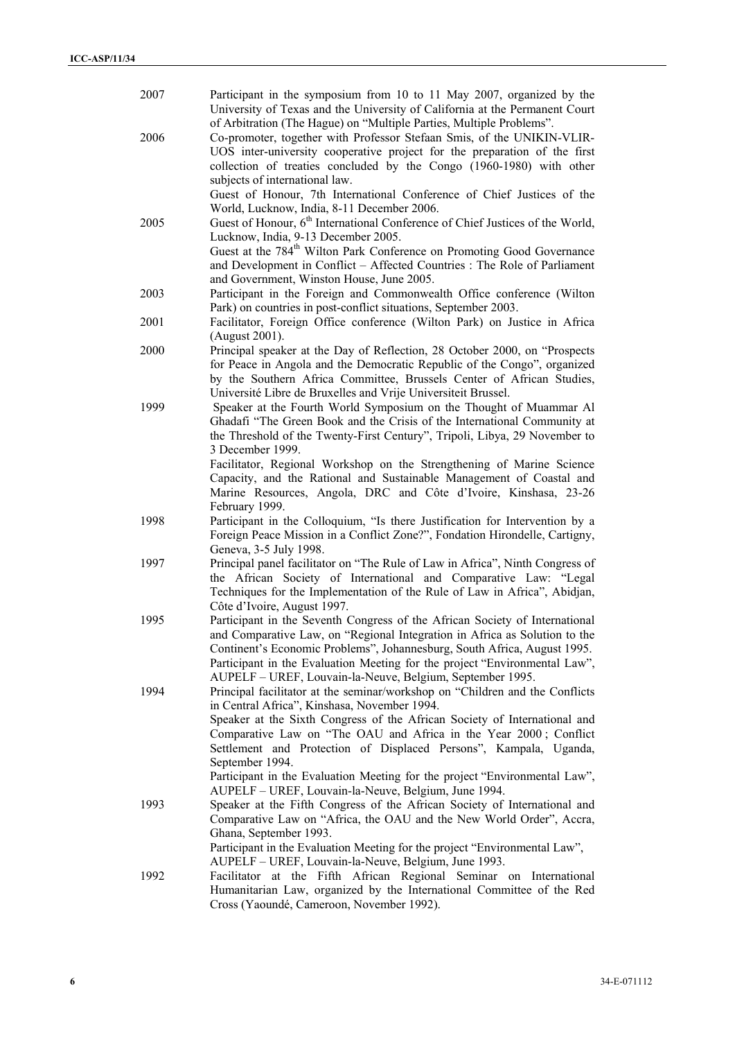| | |
|---|---|
| 2007 | Participant in the symposium from 10 to 11 May 2007, organized by the University of Texas and the University of California at the Permanent Court of Arbitration (The Hague) on "Multiple Parties, Multiple Problems". |
| 2006 | Co-promoter, together with Professor Stefaan Smis, of the UNIKIN-VLIR-UOS inter-university cooperative project for the preparation of the first collection of treaties concluded by the Congo (1960-1980) with other subjects of international law. |
| | Guest of Honour, 7th International Conference of Chief Justices of the World, Lucknow, India, 8-11 December 2006. |
| 2005 | Guest of Honour, 6th International Conference of Chief Justices of the World, Lucknow, India, 9-13 December 2005. |
| | Guest at the 784th Wilton Park Conference on Promoting Good Governance and Development in Conflict – Affected Countries : The Role of Parliament and Government, Winston House, June 2005. |
| 2003 | Participant in the Foreign and Commonwealth Office conference (Wilton Park) on countries in post-conflict situations, September 2003. |
| 2001 | Facilitator, Foreign Office conference (Wilton Park) on Justice in Africa (August 2001). |
| 2000 | Principal speaker at the Day of Reflection, 28 October 2000, on "Prospects for Peace in Angola and the Democratic Republic of the Congo", organized by the Southern Africa Committee, Brussels Center of African Studies, Université Libre de Bruxelles and Vrije Universiteit Brussel. |
| 1999 | Speaker at the Fourth World Symposium on the Thought of Muammar Al Ghadafi "The Green Book and the Crisis of the International Community at the Threshold of the Twenty-First Century", Tripoli, Libya, 29 November to 3 December 1999. |
| | Facilitator, Regional Workshop on the Strengthening of Marine Science Capacity, and the Rational and Sustainable Management of Coastal and Marine Resources, Angola, DRC and Côte d'Ivoire, Kinshasa, 23-26 February 1999. |
| 1998 | Participant in the Colloquium, "Is there Justification for Intervention by a Foreign Peace Mission in a Conflict Zone?", Fondation Hirondelle, Cartigny, Geneva, 3-5 July 1998. |
| 1997 | Principal panel facilitator on "The Rule of Law in Africa", Ninth Congress of the African Society of International and Comparative Law: "Legal Techniques for the Implementation of the Rule of Law in Africa", Abidjan, Côte d'Ivoire, August 1997. |
| 1995 | Participant in the Seventh Congress of the African Society of International and Comparative Law, on "Regional Integration in Africa as Solution to the Continent's Economic Problems", Johannesburg, South Africa, August 1995. |
| | Participant in the Evaluation Meeting for the project "Environmental Law", AUPELF – UREF, Louvain-la-Neuve, Belgium, September 1995. |
| 1994 | Principal facilitator at the seminar/workshop on "Children and the Conflicts in Central Africa", Kinshasa, November 1994. |
| | Speaker at the Sixth Congress of the African Society of International and Comparative Law on "The OAU and Africa in the Year 2000 ; Conflict Settlement and Protection of Displaced Persons", Kampala, Uganda, September 1994. |
| | Participant in the Evaluation Meeting for the project "Environmental Law", AUPELF – UREF, Louvain-la-Neuve, Belgium, June 1994. |
| 1993 | Speaker at the Fifth Congress of the African Society of International and Comparative Law on "Africa, the OAU and the New World Order", Accra, Ghana, September 1993. |
| | Participant in the Evaluation Meeting for the project "Environmental Law", AUPELF – UREF, Louvain-la-Neuve, Belgium, June 1993. |
| 1992 | Facilitator at the Fifth African Regional Seminar on International Humanitarian Law, organized by the International Committee of the Red Cross (Yaoundé, Cameroon, November 1992). |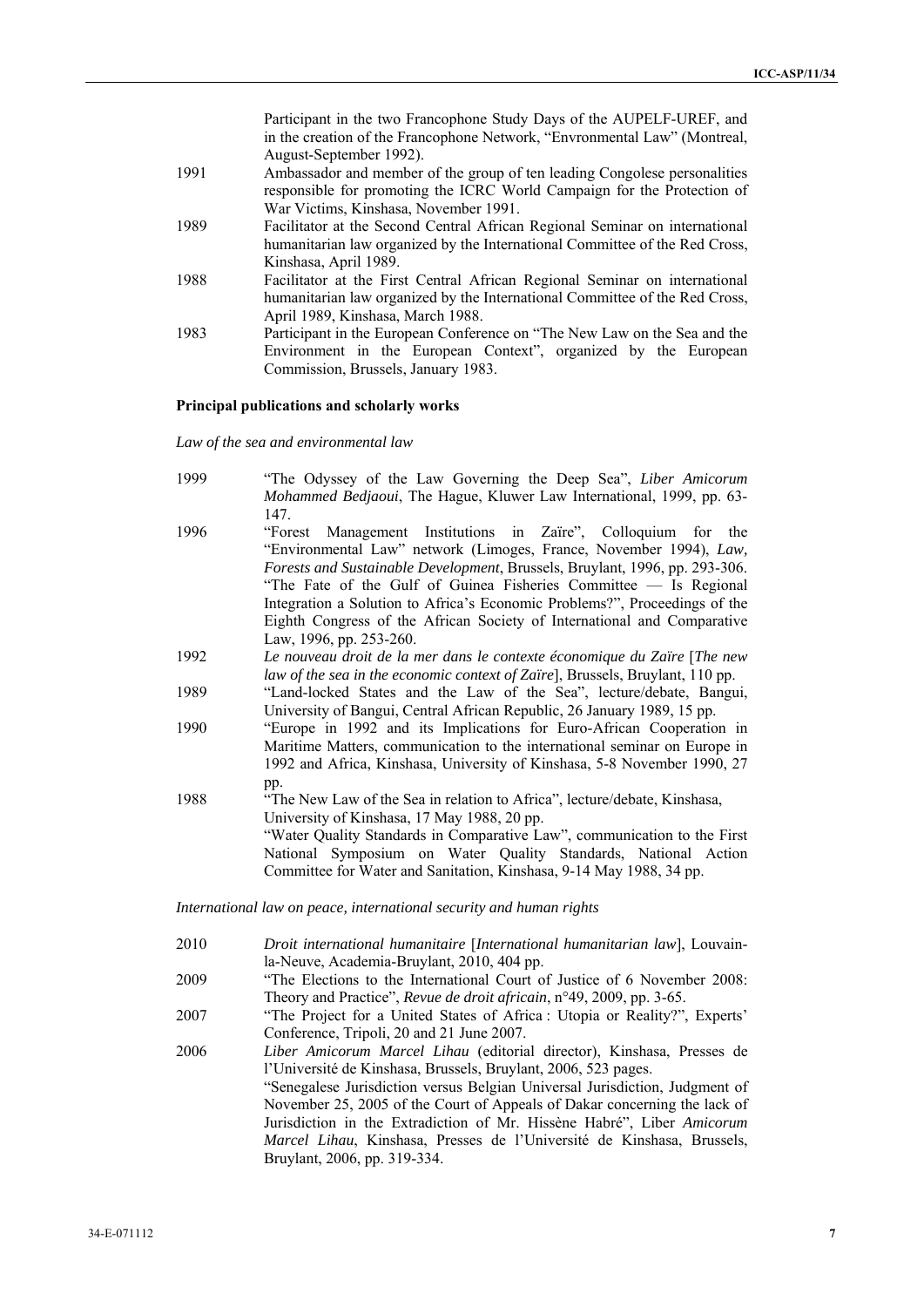Participant in the two Francophone Study Days of the AUPELF-UREF, and in the creation of the Francophone Network, "Envronmental Law" (Montreal, August-September 1992).

1991 Ambassador and member of the group of ten leading Congolese personalities responsible for promoting the ICRC World Campaign for the Protection of War Victims, Kinshasa, November 1991.

1989 Facilitator at the Second Central African Regional Seminar on international humanitarian law organized by the International Committee of the Red Cross, Kinshasa, April 1989.

1988 Facilitator at the First Central African Regional Seminar on international humanitarian law organized by the International Committee of the Red Cross, April 1989, Kinshasa, March 1988.

1983 Participant in the European Conference on "The New Law on the Sea and the Environment in the European Context", organized by the European Commission, Brussels, January 1983.

**Principal publications and scholarly works**

*Law of the sea and environmental law*

1999 "The Odyssey of the Law Governing the Deep Sea", *Liber Amicorum Mohammed Bedjaoui*, The Hague, Kluwer Law International, 1999, pp. 63-147.

1996 "Forest Management Institutions in Zaïre", Colloquium for the "Environmental Law" network (Limoges, France, November 1994), *Law, Forests and Sustainable Development*, Brussels, Bruylant, 1996, pp. 293-306.

"The Fate of the Gulf of Guinea Fisheries Committee — Is Regional Integration a Solution to Africa's Economic Problems?", Proceedings of the Eighth Congress of the African Society of International and Comparative Law, 1996, pp. 253-260.

1992 *Le nouveau droit de la mer dans le contexte économique du Zaïre* [*The new law of the sea in the economic context of Zaïre*], Brussels, Bruylant, 110 pp.

1989 "Land-locked States and the Law of the Sea", lecture/debate, Bangui, University of Bangui, Central African Republic, 26 January 1989, 15 pp.

1990 "Europe in 1992 and its Implications for Euro-African Cooperation in Maritime Matters, communication to the international seminar on Europe in 1992 and Africa, Kinshasa, University of Kinshasa, 5-8 November 1990, 27 pp.

1988 "The New Law of the Sea in relation to Africa", lecture/debate, Kinshasa, University of Kinshasa, 17 May 1988, 20 pp.

"Water Quality Standards in Comparative Law", communication to the First National Symposium on Water Quality Standards, National Action Committee for Water and Sanitation, Kinshasa, 9-14 May 1988, 34 pp.

*International law on peace, international security and human rights*

2010 *Droit international humanitaire* [*International humanitarian law*], Louvain-la-Neuve, Academia-Bruylant, 2010, 404 pp.

2009 "The Elections to the International Court of Justice of 6 November 2008: Theory and Practice", *Revue de droit africain*, n°49, 2009, pp. 3-65.

2007 "The Project for a United States of Africa : Utopia or Reality?", Experts' Conference, Tripoli, 20 and 21 June 2007.

2006 *Liber Amicorum Marcel Lihau* (editorial director), Kinshasa, Presses de l'Université de Kinshasa, Brussels, Bruylant, 2006, 523 pages.

"Senegalese Jurisdiction versus Belgian Universal Jurisdiction, Judgment of November 25, 2005 of the Court of Appeals of Dakar concerning the lack of Jurisdiction in the Extradiction of Mr. Hissène Habré", Liber *Amicorum Marcel Lihau*, Kinshasa, Presses de l'Université de Kinshasa, Brussels, Bruylant, 2006, pp. 319-334.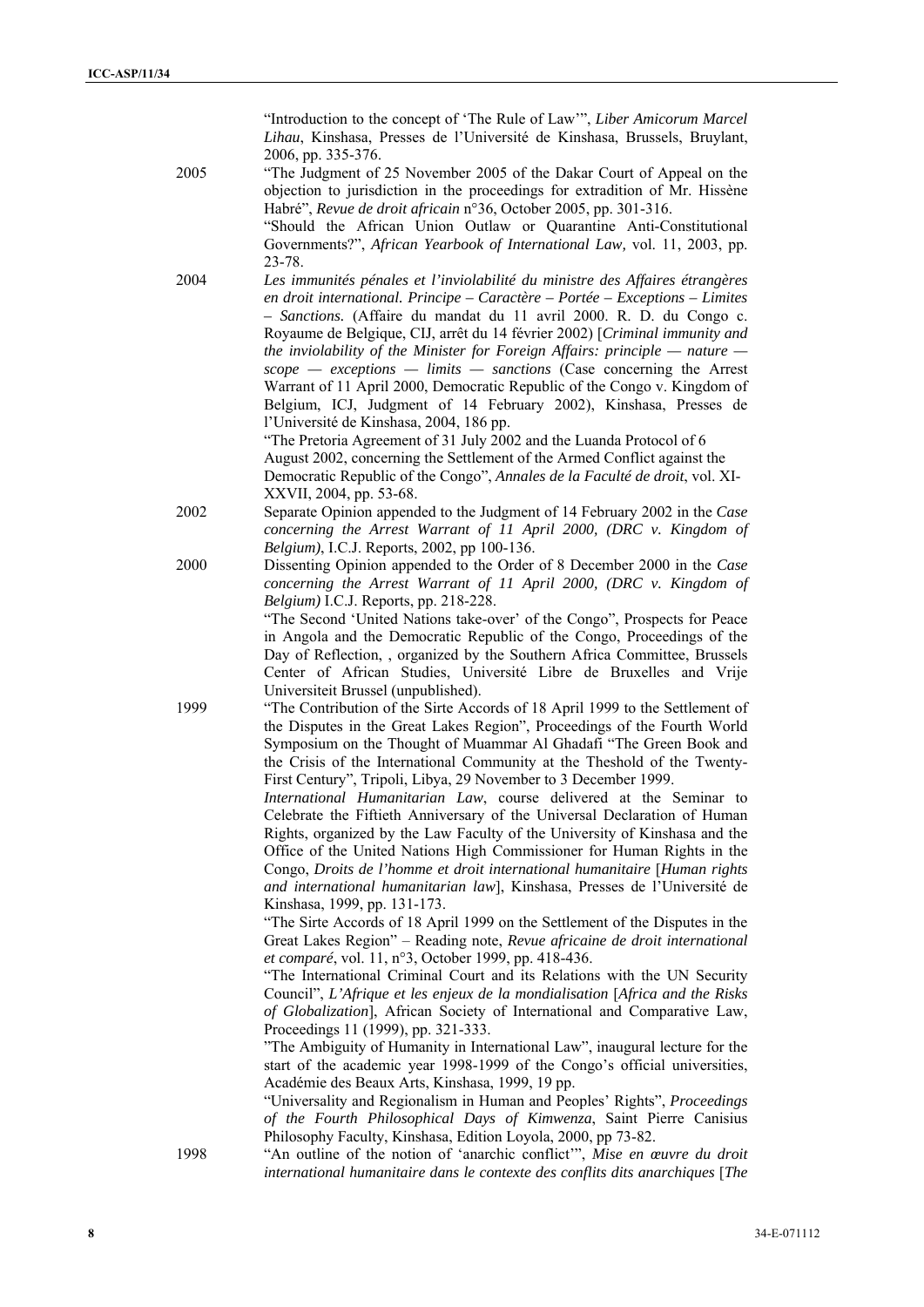"Introduction to the concept of 'The Rule of Law'", *Liber Amicorum Marcel Lihau*, Kinshasa, Presses de l'Université de Kinshasa, Brussels, Bruylant, 2006, pp. 335-376.

2005 "The Judgment of 25 November 2005 of the Dakar Court of Appeal on the objection to jurisdiction in the proceedings for extradition of Mr. Hissène Habré", *Revue de droit africain* n°36, October 2005, pp. 301-316.

"Should the African Union Outlaw or Quarantine Anti-Constitutional Governments?", *African Yearbook of International Law,* vol. 11, 2003, pp. 23-78.

2004 *Les immunités pénales et l'inviolabilité du ministre des Affaires étrangères en droit international. Principe – Caractère – Portée – Exceptions – Limites – Sanctions.* (Affaire du mandat du 11 avril 2000. R. D. du Congo c. Royaume de Belgique, CIJ, arrêt du 14 février 2002) [*Criminal immunity and the inviolability of the Minister for Foreign Affairs: principle — nature — scope — exceptions — limits — sanctions* (Case concerning the Arrest Warrant of 11 April 2000, Democratic Republic of the Congo v. Kingdom of Belgium, ICJ, Judgment of 14 February 2002), Kinshasa, Presses de l'Université de Kinshasa, 2004, 186 pp.

"The Pretoria Agreement of 31 July 2002 and the Luanda Protocol of 6 August 2002, concerning the Settlement of the Armed Conflict against the Democratic Republic of the Congo", *Annales de la Faculté de droit*, vol. XI-XXVII, 2004, pp. 53-68.

2002 Separate Opinion appended to the Judgment of 14 February 2002 in the *Case concerning the Arrest Warrant of 11 April 2000, (DRC v. Kingdom of Belgium)*, I.C.J. Reports, 2002, pp 100-136.

2000 Dissenting Opinion appended to the Order of 8 December 2000 in the *Case concerning the Arrest Warrant of 11 April 2000, (DRC v. Kingdom of Belgium)* I.C.J. Reports, pp. 218-228.

"The Second 'United Nations take-over' of the Congo", Prospects for Peace in Angola and the Democratic Republic of the Congo, Proceedings of the Day of Reflection, , organized by the Southern Africa Committee, Brussels Center of African Studies, Université Libre de Bruxelles and Vrije Universiteit Brussel (unpublished).

1999 "The Contribution of the Sirte Accords of 18 April 1999 to the Settlement of the Disputes in the Great Lakes Region", Proceedings of the Fourth World Symposium on the Thought of Muammar Al Ghadafi "The Green Book and the Crisis of the International Community at the Theshold of the Twenty-First Century", Tripoli, Libya, 29 November to 3 December 1999.

*International Humanitarian Law*, course delivered at the Seminar to Celebrate the Fiftieth Anniversary of the Universal Declaration of Human Rights, organized by the Law Faculty of the University of Kinshasa and the Office of the United Nations High Commissioner for Human Rights in the Congo, *Droits de l'homme et droit international humanitaire* [*Human rights and international humanitarian law*], Kinshasa, Presses de l'Université de Kinshasa, 1999, pp. 131-173.

"The Sirte Accords of 18 April 1999 on the Settlement of the Disputes in the Great Lakes Region" – Reading note, *Revue africaine de droit international et comparé*, vol. 11, n°3, October 1999, pp. 418-436.

"The International Criminal Court and its Relations with the UN Security Council", *L'Afrique et les enjeux de la mondialisation* [*Africa and the Risks of Globalization*], African Society of International and Comparative Law, Proceedings 11 (1999), pp. 321-333.

"The Ambiguity of Humanity in International Law", inaugural lecture for the start of the academic year 1998-1999 of the Congo's official universities, Académie des Beaux Arts, Kinshasa, 1999, 19 pp.

"Universality and Regionalism in Human and Peoples' Rights", *Proceedings of the Fourth Philosophical Days of Kimwenza*, Saint Pierre Canisius Philosophy Faculty, Kinshasa, Edition Loyola, 2000, pp 73-82.

1998 "An outline of the notion of 'anarchic conflict'", *Mise en œuvre du droit international humanitaire dans le contexte des conflits dits anarchiques* [*The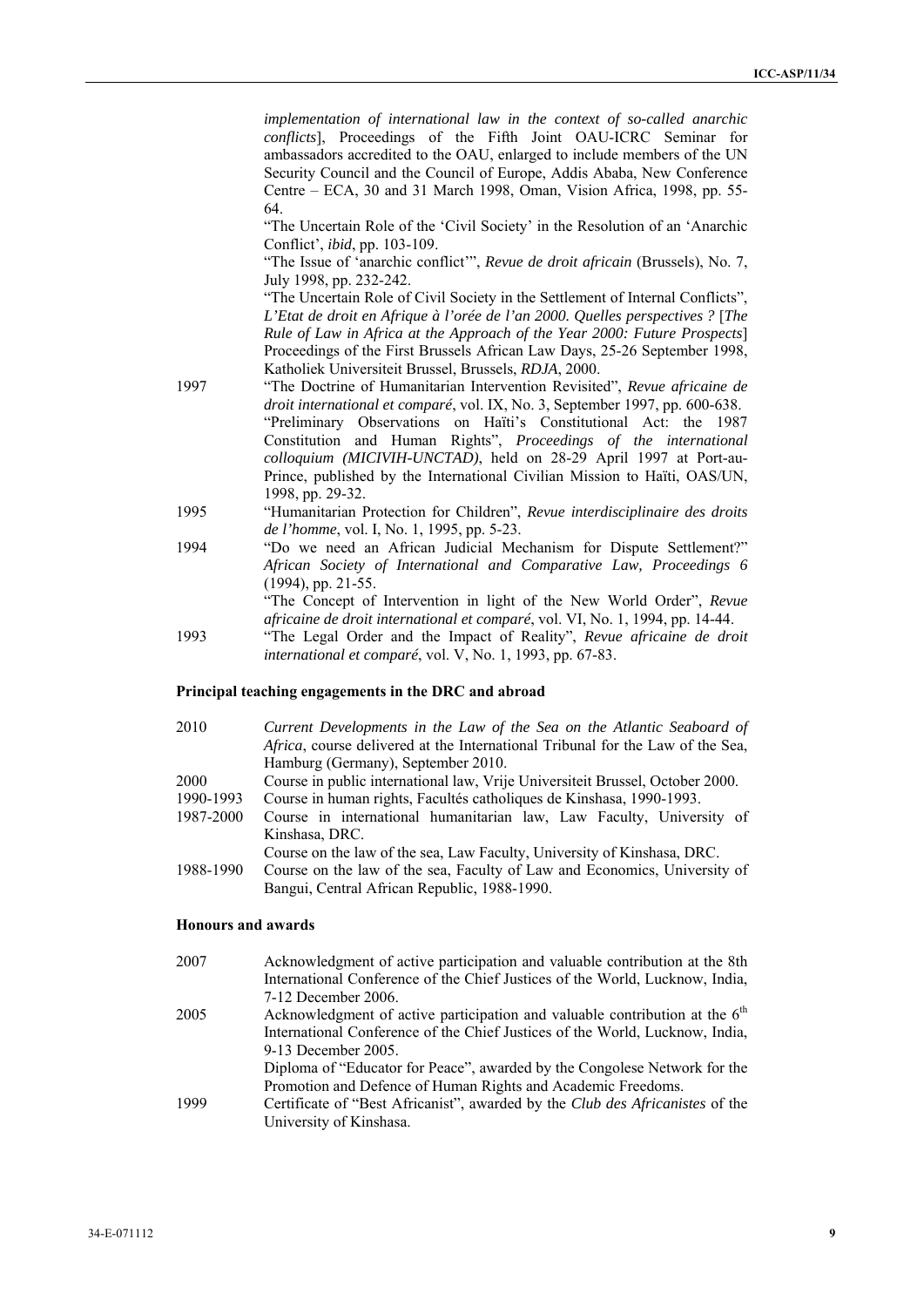*implementation of international law in the context of so-called anarchic conflicts*], Proceedings of the Fifth Joint OAU-ICRC Seminar for ambassadors accredited to the OAU, enlarged to include members of the UN Security Council and the Council of Europe, Addis Ababa, New Conference Centre – ECA, 30 and 31 March 1998, Oman, Vision Africa, 1998, pp. 55-64.

"The Uncertain Role of the 'Civil Society' in the Resolution of an 'Anarchic Conflict', *ibid*, pp. 103-109.

"The Issue of 'anarchic conflict'", *Revue de droit africain* (Brussels), No. 7, July 1998, pp. 232-242.

"The Uncertain Role of Civil Society in the Settlement of Internal Conflicts", *L'Etat de droit en Afrique à l'orée de l'an 2000. Quelles perspectives ?* [*The Rule of Law in Africa at the Approach of the Year 2000: Future Prospects*] Proceedings of the First Brussels African Law Days, 25-26 September 1998, Katholiek Universiteit Brussel, Brussels, *RDJA*, 2000.

| | |
|---|---|
| 1997 | "The Doctrine of Humanitarian Intervention Revisited", *Revue africaine de droit international et comparé*, vol. IX, No. 3, September 1997, pp. 600-638. |
| | "Preliminary Observations on Haïti's Constitutional Act: the 1987 Constitution and Human Rights", *Proceedings of the international colloquium (MICIVIH-UNCTAD)*, held on 28-29 April 1997 at Port-au-Prince, published by the International Civilian Mission to Haïti, OAS/UN, 1998, pp. 29-32. |
| 1995 | "Humanitarian Protection for Children", *Revue interdisciplinaire des droits de l'homme*, vol. I, No. 1, 1995, pp. 5-23. |
| 1994 | "Do we need an African Judicial Mechanism for Dispute Settlement?" *African Society of International and Comparative Law, Proceedings 6* (1994), pp. 21-55. |
| | "The Concept of Intervention in light of the New World Order", *Revue africaine de droit international et comparé*, vol. VI, No. 1, 1994, pp. 14-44. |
| 1993 | "The Legal Order and the Impact of Reality", *Revue africaine de droit international et comparé*, vol. V, No. 1, 1993, pp. 67-83. |

**Principal teaching engagements in the DRC and abroad**

| | |
|---|---|
| 2010 | *Current Developments in the Law of the Sea on the Atlantic Seaboard of Africa*, course delivered at the International Tribunal for the Law of the Sea, Hamburg (Germany), September 2010. |
| 2000 | Course in public international law, Vrije Universiteit Brussel, October 2000. |
| 1990-1993 | Course in human rights, Facultés catholiques de Kinshasa, 1990-1993. |
| 1987-2000 | Course in international humanitarian law, Law Faculty, University of Kinshasa, DRC. |
| | Course on the law of the sea, Law Faculty, University of Kinshasa, DRC. |
| 1988-1990 | Course on the law of the sea, Faculty of Law and Economics, University of Bangui, Central African Republic, 1988-1990. |

**Honours and awards**

| | |
|---|---|
| 2007 | Acknowledgment of active participation and valuable contribution at the 8th International Conference of the Chief Justices of the World, Lucknow, India, 7-12 December 2006. |
| 2005 | Acknowledgment of active participation and valuable contribution at the 6th International Conference of the Chief Justices of the World, Lucknow, India, 9-13 December 2005. |
| | Diploma of "Educator for Peace", awarded by the Congolese Network for the Promotion and Defence of Human Rights and Academic Freedoms. |
| 1999 | Certificate of "Best Africanist", awarded by the *Club des Africanistes* of the University of Kinshasa. |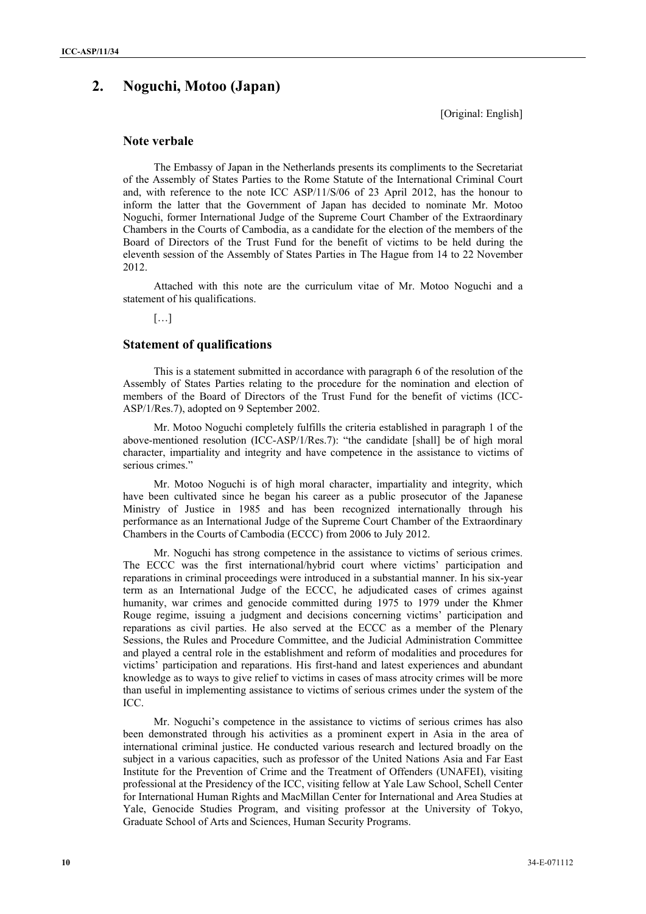## 2. Noguchi, Motoo (Japan)

[Original: English]

### Note verbale

The Embassy of Japan in the Netherlands presents its compliments to the Secretariat of the Assembly of States Parties to the Rome Statute of the International Criminal Court and, with reference to the note ICC ASP/11/S/06 of 23 April 2012, has the honour to inform the latter that the Government of Japan has decided to nominate Mr. Motoo Noguchi, former International Judge of the Supreme Court Chamber of the Extraordinary Chambers in the Courts of Cambodia, as a candidate for the election of the members of the Board of Directors of the Trust Fund for the benefit of victims to be held during the eleventh session of the Assembly of States Parties in The Hague from 14 to 22 November 2012.

Attached with this note are the curriculum vitae of Mr. Motoo Noguchi and a statement of his qualifications.

[…]

### Statement of qualifications

This is a statement submitted in accordance with paragraph 6 of the resolution of the Assembly of States Parties relating to the procedure for the nomination and election of members of the Board of Directors of the Trust Fund for the benefit of victims (ICC-ASP/1/Res.7), adopted on 9 September 2002.

Mr. Motoo Noguchi completely fulfills the criteria established in paragraph 1 of the above-mentioned resolution (ICC-ASP/1/Res.7): "the candidate [shall] be of high moral character, impartiality and integrity and have competence in the assistance to victims of serious crimes."

Mr. Motoo Noguchi is of high moral character, impartiality and integrity, which have been cultivated since he began his career as a public prosecutor of the Japanese Ministry of Justice in 1985 and has been recognized internationally through his performance as an International Judge of the Supreme Court Chamber of the Extraordinary Chambers in the Courts of Cambodia (ECCC) from 2006 to July 2012.

Mr. Noguchi has strong competence in the assistance to victims of serious crimes. The ECCC was the first international/hybrid court where victims' participation and reparations in criminal proceedings were introduced in a substantial manner. In his six-year term as an International Judge of the ECCC, he adjudicated cases of crimes against humanity, war crimes and genocide committed during 1975 to 1979 under the Khmer Rouge regime, issuing a judgment and decisions concerning victims' participation and reparations as civil parties. He also served at the ECCC as a member of the Plenary Sessions, the Rules and Procedure Committee, and the Judicial Administration Committee and played a central role in the establishment and reform of modalities and procedures for victims' participation and reparations. His first-hand and latest experiences and abundant knowledge as to ways to give relief to victims in cases of mass atrocity crimes will be more than useful in implementing assistance to victims of serious crimes under the system of the ICC.

Mr. Noguchi's competence in the assistance to victims of serious crimes has also been demonstrated through his activities as a prominent expert in Asia in the area of international criminal justice. He conducted various research and lectured broadly on the subject in a various capacities, such as professor of the United Nations Asia and Far East Institute for the Prevention of Crime and the Treatment of Offenders (UNAFEI), visiting professional at the Presidency of the ICC, visiting fellow at Yale Law School, Schell Center for International Human Rights and MacMillan Center for International and Area Studies at Yale, Genocide Studies Program, and visiting professor at the University of Tokyo, Graduate School of Arts and Sciences, Human Security Programs.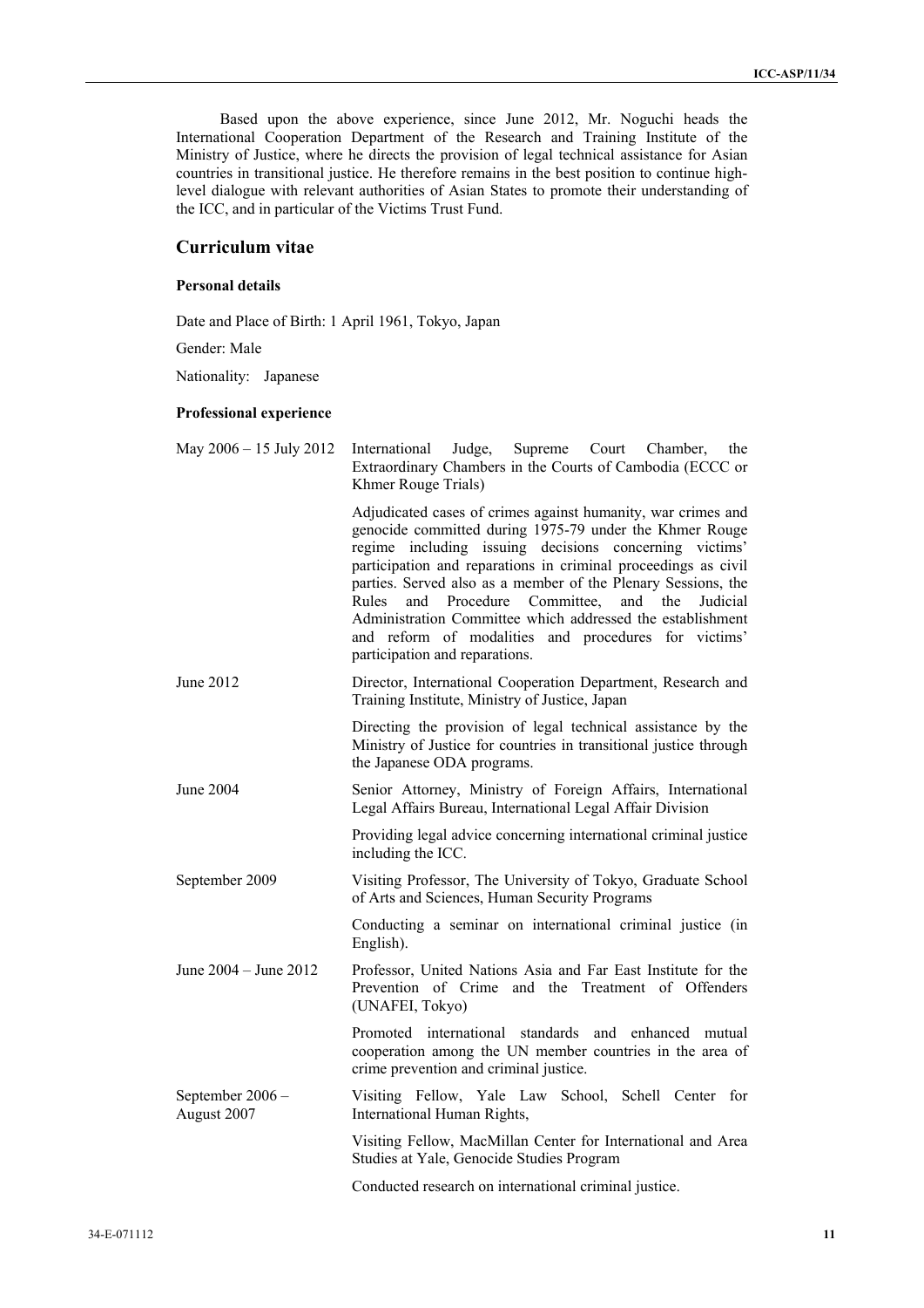Based upon the above experience, since June 2012, Mr. Noguchi heads the International Cooperation Department of the Research and Training Institute of the Ministry of Justice, where he directs the provision of legal technical assistance for Asian countries in transitional justice. He therefore remains in the best position to continue high-level dialogue with relevant authorities of Asian States to promote their understanding of the ICC, and in particular of the Victims Trust Fund.

## Curriculum vitae

### Personal details

Date and Place of Birth: 1 April 1961, Tokyo, Japan

Gender: Male

Nationality: Japanese

### Professional experience

| | |
|---|---|
| May 2006 – 15 July 2012 | International Judge, Supreme Court Chamber, the Extraordinary Chambers in the Courts of Cambodia (ECCC or Khmer Rouge Trials) |
| | Adjudicated cases of crimes against humanity, war crimes and genocide committed during 1975-79 under the Khmer Rouge regime including issuing decisions concerning victims' participation and reparations in criminal proceedings as civil parties. Served also as a member of the Plenary Sessions, the Rules and Procedure Committee, and the Judicial Administration Committee which addressed the establishment and reform of modalities and procedures for victims' participation and reparations. |
| June 2012 | Director, International Cooperation Department, Research and Training Institute, Ministry of Justice, Japan |
| | Directing the provision of legal technical assistance by the Ministry of Justice for countries in transitional justice through the Japanese ODA programs. |
| June 2004 | Senior Attorney, Ministry of Foreign Affairs, International Legal Affairs Bureau, International Legal Affair Division |
| | Providing legal advice concerning international criminal justice including the ICC. |
| September 2009 | Visiting Professor, The University of Tokyo, Graduate School of Arts and Sciences, Human Security Programs |
| | Conducting a seminar on international criminal justice (in English). |
| June 2004 – June 2012 | Professor, United Nations Asia and Far East Institute for the Prevention of Crime and the Treatment of Offenders (UNAFEI, Tokyo) |
| | Promoted international standards and enhanced mutual cooperation among the UN member countries in the area of crime prevention and criminal justice. |
| September 2006 – August 2007 | Visiting Fellow, Yale Law School, Schell Center for International Human Rights, |
| | Visiting Fellow, MacMillan Center for International and Area Studies at Yale, Genocide Studies Program |
| | Conducted research on international criminal justice. |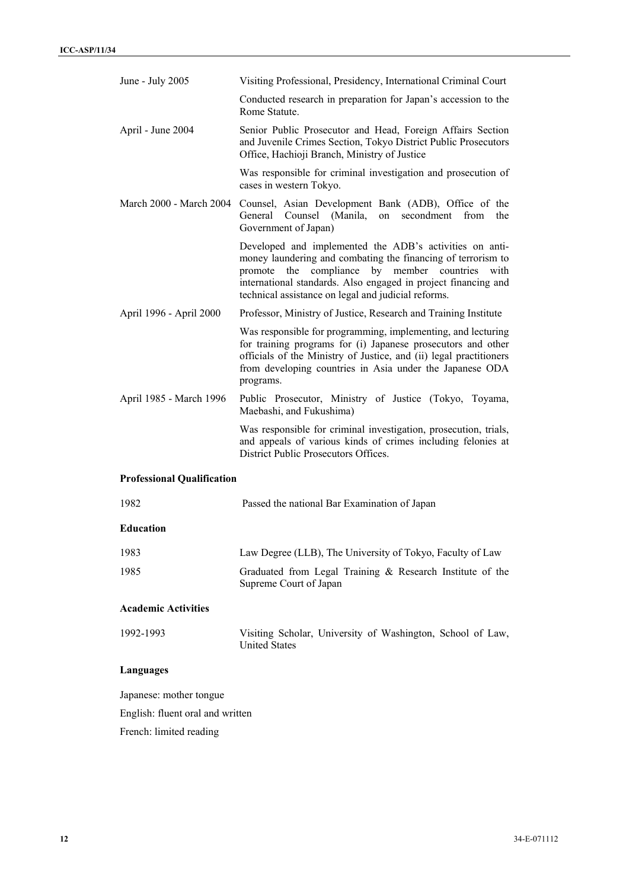| | |
|---|---|
| June - July 2005 | Visiting Professional, Presidency, International Criminal Court |
| | Conducted research in preparation for Japan's accession to the Rome Statute. |
| April - June 2004 | Senior Public Prosecutor and Head, Foreign Affairs Section and Juvenile Crimes Section, Tokyo District Public Prosecutors Office, Hachioji Branch, Ministry of Justice |
| | Was responsible for criminal investigation and prosecution of cases in western Tokyo. |
| March 2000 - March 2004 | Counsel, Asian Development Bank (ADB), Office of the General Counsel (Manila, on secondment from the Government of Japan) |
| | Developed and implemented the ADB's activities on anti-money laundering and combating the financing of terrorism to promote the compliance by member countries with international standards. Also engaged in project financing and technical assistance on legal and judicial reforms. |
| April 1996 - April 2000 | Professor, Ministry of Justice, Research and Training Institute |
| | Was responsible for programming, implementing, and lecturing for training programs for (i) Japanese prosecutors and other officials of the Ministry of Justice, and (ii) legal practitioners from developing countries in Asia under the Japanese ODA programs. |
| April 1985 - March 1996 | Public Prosecutor, Ministry of Justice (Tokyo, Toyama, Maebashi, and Fukushima) |
| | Was responsible for criminal investigation, prosecution, trials, and appeals of various kinds of crimes including felonies at District Public Prosecutors Offices. |

**Professional Qualification**

| | |
|---|---|
| 1982 | Passed the national Bar Examination of Japan |

**Education**

| | |
|---|---|
| 1983 | Law Degree (LLB), The University of Tokyo, Faculty of Law |
| 1985 | Graduated from Legal Training & Research Institute of the Supreme Court of Japan |

**Academic Activities**

| | |
|---|---|
| 1992-1993 | Visiting Scholar, University of Washington, School of Law, United States |

**Languages**

Japanese: mother tongue

English: fluent oral and written

French: limited reading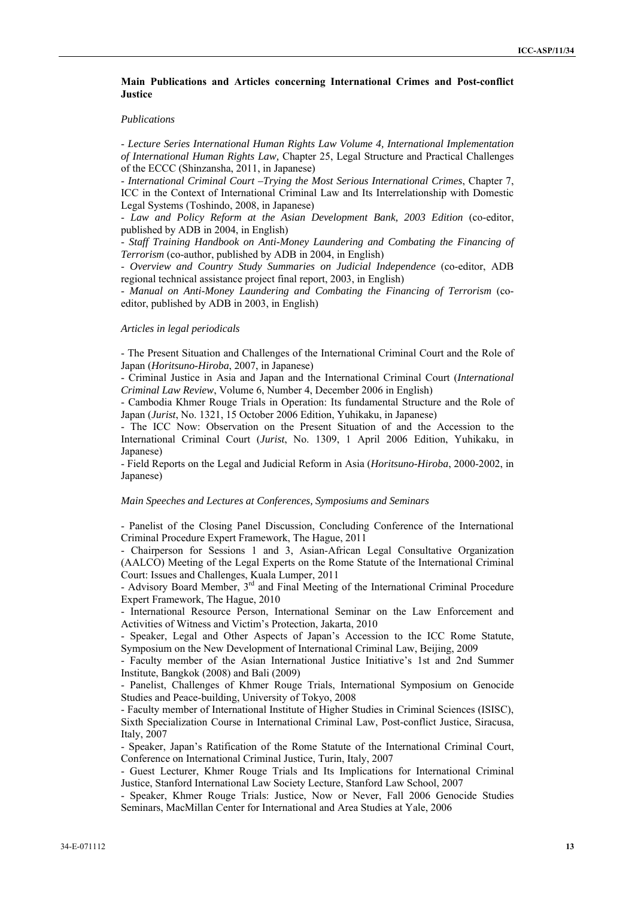**Main Publications and Articles concerning International Crimes and Post-conflict Justice**

*Publications*

- *Lecture Series International Human Rights Law Volume 4, International Implementation of International Human Rights Law,* Chapter 25, Legal Structure and Practical Challenges of the ECCC (Shinzansha, 2011, in Japanese)
- *International Criminal Court –Trying the Most Serious International Crimes*, Chapter 7, ICC in the Context of International Criminal Law and Its Interrelationship with Domestic Legal Systems (Toshindo, 2008, in Japanese)
- *Law and Policy Reform at the Asian Development Bank, 2003 Edition* (co-editor, published by ADB in 2004, in English)
- *Staff Training Handbook on Anti-Money Laundering and Combating the Financing of Terrorism* (co-author, published by ADB in 2004, in English)
- *Overview and Country Study Summaries on Judicial Independence* (co-editor, ADB regional technical assistance project final report, 2003, in English)
- *Manual on Anti-Money Laundering and Combating the Financing of Terrorism* (co-editor, published by ADB in 2003, in English)

*Articles in legal periodicals*

- The Present Situation and Challenges of the International Criminal Court and the Role of Japan (*Horitsuno-Hiroba*, 2007, in Japanese)
- Criminal Justice in Asia and Japan and the International Criminal Court (*International Criminal Law Review*, Volume 6, Number 4, December 2006 in English)
- Cambodia Khmer Rouge Trials in Operation: Its fundamental Structure and the Role of Japan (*Jurist*, No. 1321, 15 October 2006 Edition, Yuhikaku, in Japanese)
- The ICC Now: Observation on the Present Situation of and the Accession to the International Criminal Court (*Jurist*, No. 1309, 1 April 2006 Edition, Yuhikaku, in Japanese)
- Field Reports on the Legal and Judicial Reform in Asia (*Horitsuno-Hiroba*, 2000-2002, in Japanese)

*Main Speeches and Lectures at Conferences, Symposiums and Seminars*

- Panelist of the Closing Panel Discussion, Concluding Conference of the International Criminal Procedure Expert Framework, The Hague, 2011
- Chairperson for Sessions 1 and 3, Asian-African Legal Consultative Organization (AALCO) Meeting of the Legal Experts on the Rome Statute of the International Criminal Court: Issues and Challenges, Kuala Lumper, 2011
- Advisory Board Member, 3rd and Final Meeting of the International Criminal Procedure Expert Framework, The Hague, 2010
- International Resource Person, International Seminar on the Law Enforcement and Activities of Witness and Victim's Protection, Jakarta, 2010
- Speaker, Legal and Other Aspects of Japan's Accession to the ICC Rome Statute, Symposium on the New Development of International Criminal Law, Beijing, 2009
- Faculty member of the Asian International Justice Initiative's 1st and 2nd Summer Institute, Bangkok (2008) and Bali (2009)
- Panelist, Challenges of Khmer Rouge Trials, International Symposium on Genocide Studies and Peace-building, University of Tokyo, 2008
- Faculty member of International Institute of Higher Studies in Criminal Sciences (ISISC), Sixth Specialization Course in International Criminal Law, Post-conflict Justice, Siracusa, Italy, 2007
- Speaker, Japan's Ratification of the Rome Statute of the International Criminal Court, Conference on International Criminal Justice, Turin, Italy, 2007
- Guest Lecturer, Khmer Rouge Trials and Its Implications for International Criminal Justice, Stanford International Law Society Lecture, Stanford Law School, 2007
- Speaker, Khmer Rouge Trials: Justice, Now or Never, Fall 2006 Genocide Studies Seminars, MacMillan Center for International and Area Studies at Yale, 2006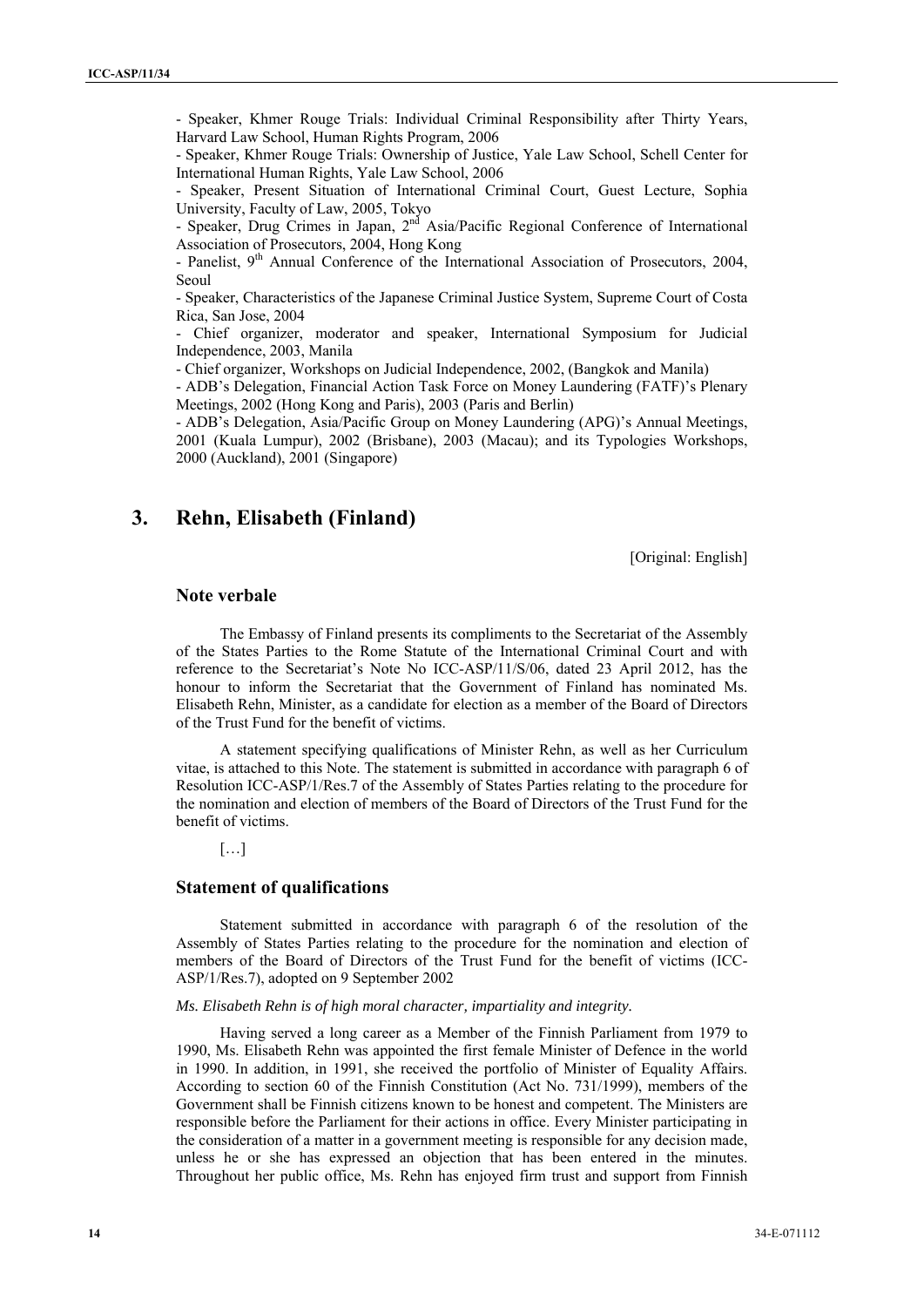- Speaker, Khmer Rouge Trials: Individual Criminal Responsibility after Thirty Years, Harvard Law School, Human Rights Program, 2006

- Speaker, Khmer Rouge Trials: Ownership of Justice, Yale Law School, Schell Center for International Human Rights, Yale Law School, 2006

- Speaker, Present Situation of International Criminal Court, Guest Lecture, Sophia University, Faculty of Law, 2005, Tokyo

- Speaker, Drug Crimes in Japan, 2nd Asia/Pacific Regional Conference of International Association of Prosecutors, 2004, Hong Kong

- Panelist, 9th Annual Conference of the International Association of Prosecutors, 2004, Seoul

- Speaker, Characteristics of the Japanese Criminal Justice System, Supreme Court of Costa Rica, San Jose, 2004

- Chief organizer, moderator and speaker, International Symposium for Judicial Independence, 2003, Manila

- Chief organizer, Workshops on Judicial Independence, 2002, (Bangkok and Manila)

- ADB's Delegation, Financial Action Task Force on Money Laundering (FATF)'s Plenary Meetings, 2002 (Hong Kong and Paris), 2003 (Paris and Berlin)

- ADB's Delegation, Asia/Pacific Group on Money Laundering (APG)'s Annual Meetings, 2001 (Kuala Lumpur), 2002 (Brisbane), 2003 (Macau); and its Typologies Workshops, 2000 (Auckland), 2001 (Singapore)

## 3. Rehn, Elisabeth (Finland)

[Original: English]

### Note verbale

The Embassy of Finland presents its compliments to the Secretariat of the Assembly of the States Parties to the Rome Statute of the International Criminal Court and with reference to the Secretariat's Note No ICC-ASP/11/S/06, dated 23 April 2012, has the honour to inform the Secretariat that the Government of Finland has nominated Ms. Elisabeth Rehn, Minister, as a candidate for election as a member of the Board of Directors of the Trust Fund for the benefit of victims.

A statement specifying qualifications of Minister Rehn, as well as her Curriculum vitae, is attached to this Note. The statement is submitted in accordance with paragraph 6 of Resolution ICC-ASP/1/Res.7 of the Assembly of States Parties relating to the procedure for the nomination and election of members of the Board of Directors of the Trust Fund for the benefit of victims.

[…]

### Statement of qualifications

Statement submitted in accordance with paragraph 6 of the resolution of the Assembly of States Parties relating to the procedure for the nomination and election of members of the Board of Directors of the Trust Fund for the benefit of victims (ICC-ASP/1/Res.7), adopted on 9 September 2002

*Ms. Elisabeth Rehn is of high moral character, impartiality and integrity.*

Having served a long career as a Member of the Finnish Parliament from 1979 to 1990, Ms. Elisabeth Rehn was appointed the first female Minister of Defence in the world in 1990. In addition, in 1991, she received the portfolio of Minister of Equality Affairs. According to section 60 of the Finnish Constitution (Act No. 731/1999), members of the Government shall be Finnish citizens known to be honest and competent. The Ministers are responsible before the Parliament for their actions in office. Every Minister participating in the consideration of a matter in a government meeting is responsible for any decision made, unless he or she has expressed an objection that has been entered in the minutes. Throughout her public office, Ms. Rehn has enjoyed firm trust and support from Finnish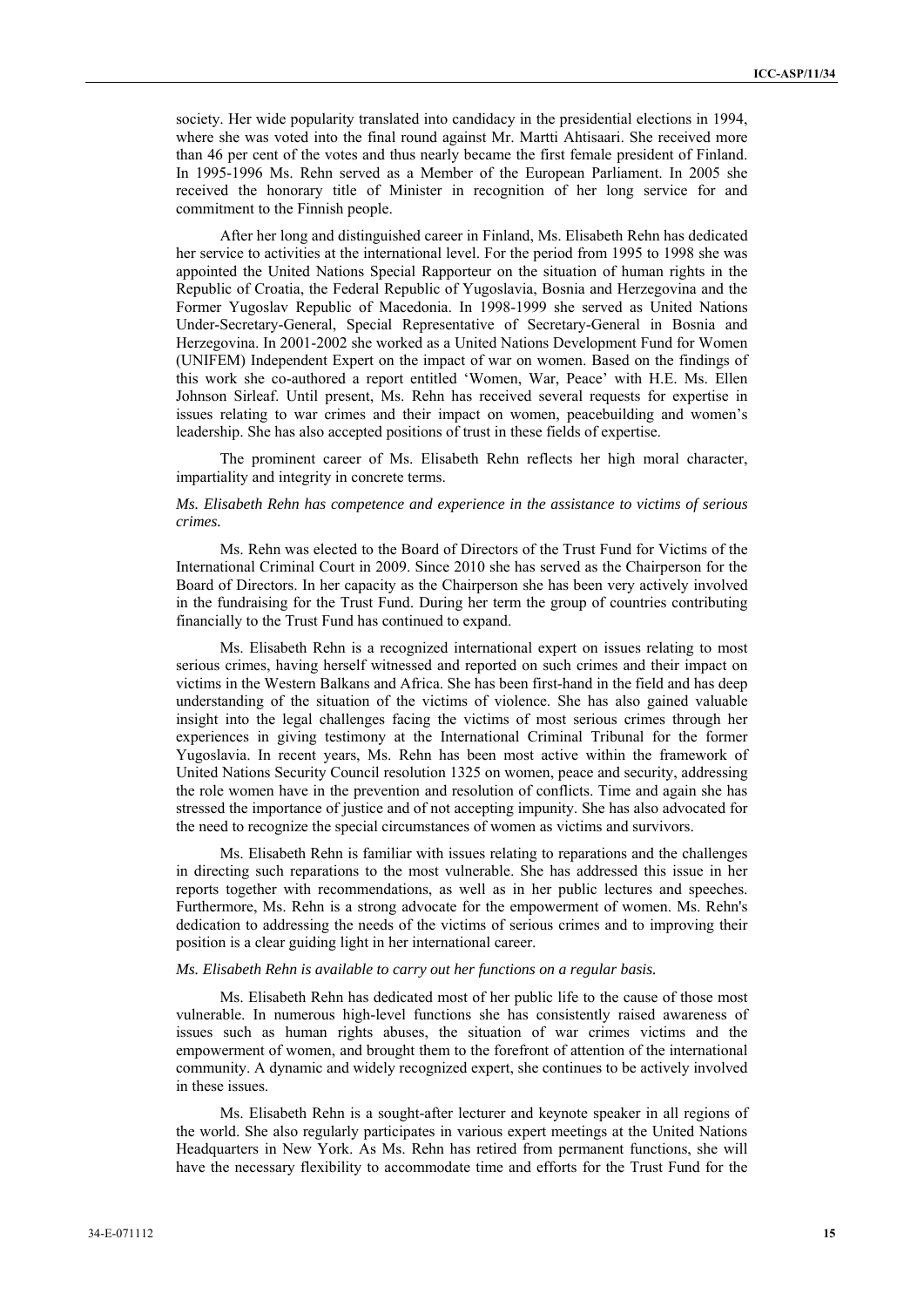society. Her wide popularity translated into candidacy in the presidential elections in 1994, where she was voted into the final round against Mr. Martti Ahtisaari. She received more than 46 per cent of the votes and thus nearly became the first female president of Finland. In 1995-1996 Ms. Rehn served as a Member of the European Parliament. In 2005 she received the honorary title of Minister in recognition of her long service for and commitment to the Finnish people.

After her long and distinguished career in Finland, Ms. Elisabeth Rehn has dedicated her service to activities at the international level. For the period from 1995 to 1998 she was appointed the United Nations Special Rapporteur on the situation of human rights in the Republic of Croatia, the Federal Republic of Yugoslavia, Bosnia and Herzegovina and the Former Yugoslav Republic of Macedonia. In 1998-1999 she served as United Nations Under-Secretary-General, Special Representative of Secretary-General in Bosnia and Herzegovina. In 2001-2002 she worked as a United Nations Development Fund for Women (UNIFEM) Independent Expert on the impact of war on women. Based on the findings of this work she co-authored a report entitled 'Women, War, Peace' with H.E. Ms. Ellen Johnson Sirleaf. Until present, Ms. Rehn has received several requests for expertise in issues relating to war crimes and their impact on women, peacebuilding and women's leadership. She has also accepted positions of trust in these fields of expertise.

The prominent career of Ms. Elisabeth Rehn reflects her high moral character, impartiality and integrity in concrete terms.

*Ms. Elisabeth Rehn has competence and experience in the assistance to victims of serious crimes.*

Ms. Rehn was elected to the Board of Directors of the Trust Fund for Victims of the International Criminal Court in 2009. Since 2010 she has served as the Chairperson for the Board of Directors. In her capacity as the Chairperson she has been very actively involved in the fundraising for the Trust Fund. During her term the group of countries contributing financially to the Trust Fund has continued to expand.

Ms. Elisabeth Rehn is a recognized international expert on issues relating to most serious crimes, having herself witnessed and reported on such crimes and their impact on victims in the Western Balkans and Africa. She has been first-hand in the field and has deep understanding of the situation of the victims of violence. She has also gained valuable insight into the legal challenges facing the victims of most serious crimes through her experiences in giving testimony at the International Criminal Tribunal for the former Yugoslavia. In recent years, Ms. Rehn has been most active within the framework of United Nations Security Council resolution 1325 on women, peace and security, addressing the role women have in the prevention and resolution of conflicts. Time and again she has stressed the importance of justice and of not accepting impunity. She has also advocated for the need to recognize the special circumstances of women as victims and survivors.

Ms. Elisabeth Rehn is familiar with issues relating to reparations and the challenges in directing such reparations to the most vulnerable. She has addressed this issue in her reports together with recommendations, as well as in her public lectures and speeches. Furthermore, Ms. Rehn is a strong advocate for the empowerment of women. Ms. Rehn's dedication to addressing the needs of the victims of serious crimes and to improving their position is a clear guiding light in her international career.

*Ms. Elisabeth Rehn is available to carry out her functions on a regular basis.*

Ms. Elisabeth Rehn has dedicated most of her public life to the cause of those most vulnerable. In numerous high-level functions she has consistently raised awareness of issues such as human rights abuses, the situation of war crimes victims and the empowerment of women, and brought them to the forefront of attention of the international community. A dynamic and widely recognized expert, she continues to be actively involved in these issues.

Ms. Elisabeth Rehn is a sought-after lecturer and keynote speaker in all regions of the world. She also regularly participates in various expert meetings at the United Nations Headquarters in New York. As Ms. Rehn has retired from permanent functions, she will have the necessary flexibility to accommodate time and efforts for the Trust Fund for the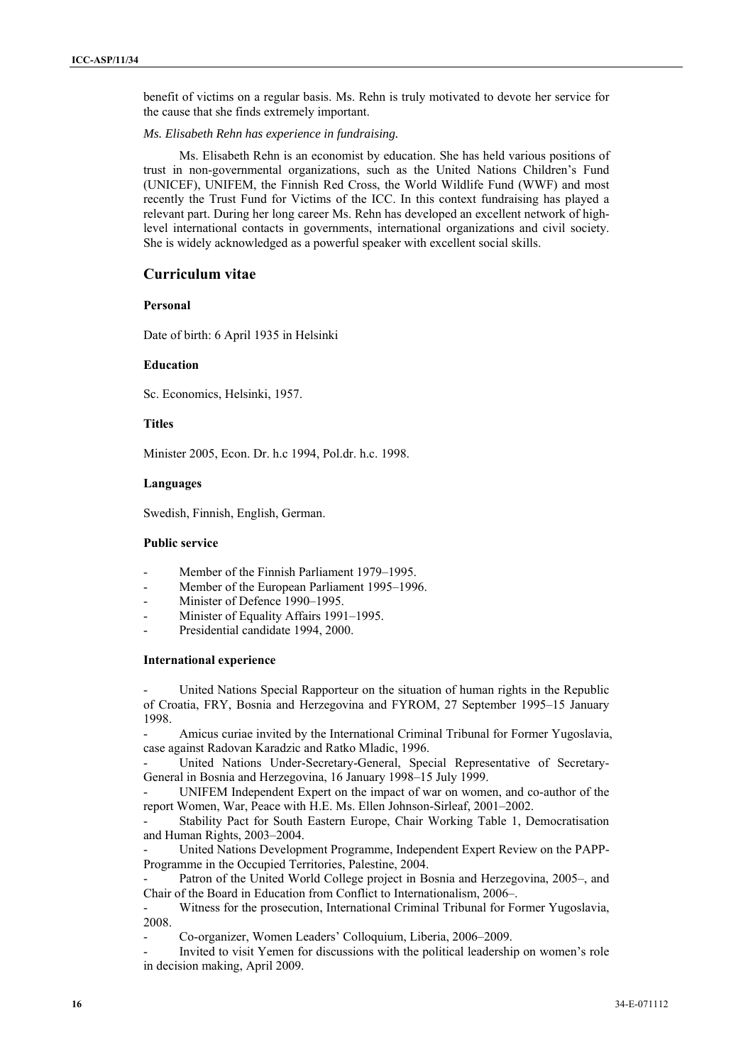benefit of victims on a regular basis. Ms. Rehn is truly motivated to devote her service for the cause that she finds extremely important.

*Ms. Elisabeth Rehn has experience in fundraising.*

Ms. Elisabeth Rehn is an economist by education. She has held various positions of trust in non-governmental organizations, such as the United Nations Children's Fund (UNICEF), UNIFEM, the Finnish Red Cross, the World Wildlife Fund (WWF) and most recently the Trust Fund for Victims of the ICC. In this context fundraising has played a relevant part. During her long career Ms. Rehn has developed an excellent network of high-level international contacts in governments, international organizations and civil society. She is widely acknowledged as a powerful speaker with excellent social skills.

## Curriculum vitae

### Personal

Date of birth: 6 April 1935 in Helsinki

### Education

Sc. Economics, Helsinki, 1957.

### Titles

Minister 2005, Econ. Dr. h.c 1994, Pol.dr. h.c. 1998.

### Languages

Swedish, Finnish, English, German.

### Public service

- Member of the Finnish Parliament 1979–1995.
- Member of the European Parliament 1995–1996.
- Minister of Defence 1990–1995.
- Minister of Equality Affairs 1991–1995.
- Presidential candidate 1994, 2000.

### International experience

- United Nations Special Rapporteur on the situation of human rights in the Republic of Croatia, FRY, Bosnia and Herzegovina and FYROM, 27 September 1995–15 January 1998.
- Amicus curiae invited by the International Criminal Tribunal for Former Yugoslavia, case against Radovan Karadzic and Ratko Mladic, 1996.
- United Nations Under-Secretary-General, Special Representative of Secretary-General in Bosnia and Herzegovina, 16 January 1998–15 July 1999.
- UNIFEM Independent Expert on the impact of war on women, and co-author of the report Women, War, Peace with H.E. Ms. Ellen Johnson-Sirleaf, 2001–2002.
- Stability Pact for South Eastern Europe, Chair Working Table 1, Democratisation and Human Rights, 2003–2004.
- United Nations Development Programme, Independent Expert Review on the PAPP-Programme in the Occupied Territories, Palestine, 2004.
- Patron of the United World College project in Bosnia and Herzegovina, 2005–, and Chair of the Board in Education from Conflict to Internationalism, 2006–.
- Witness for the prosecution, International Criminal Tribunal for Former Yugoslavia, 2008.
- Co-organizer, Women Leaders' Colloquium, Liberia, 2006–2009.
- Invited to visit Yemen for discussions with the political leadership on women's role in decision making, April 2009.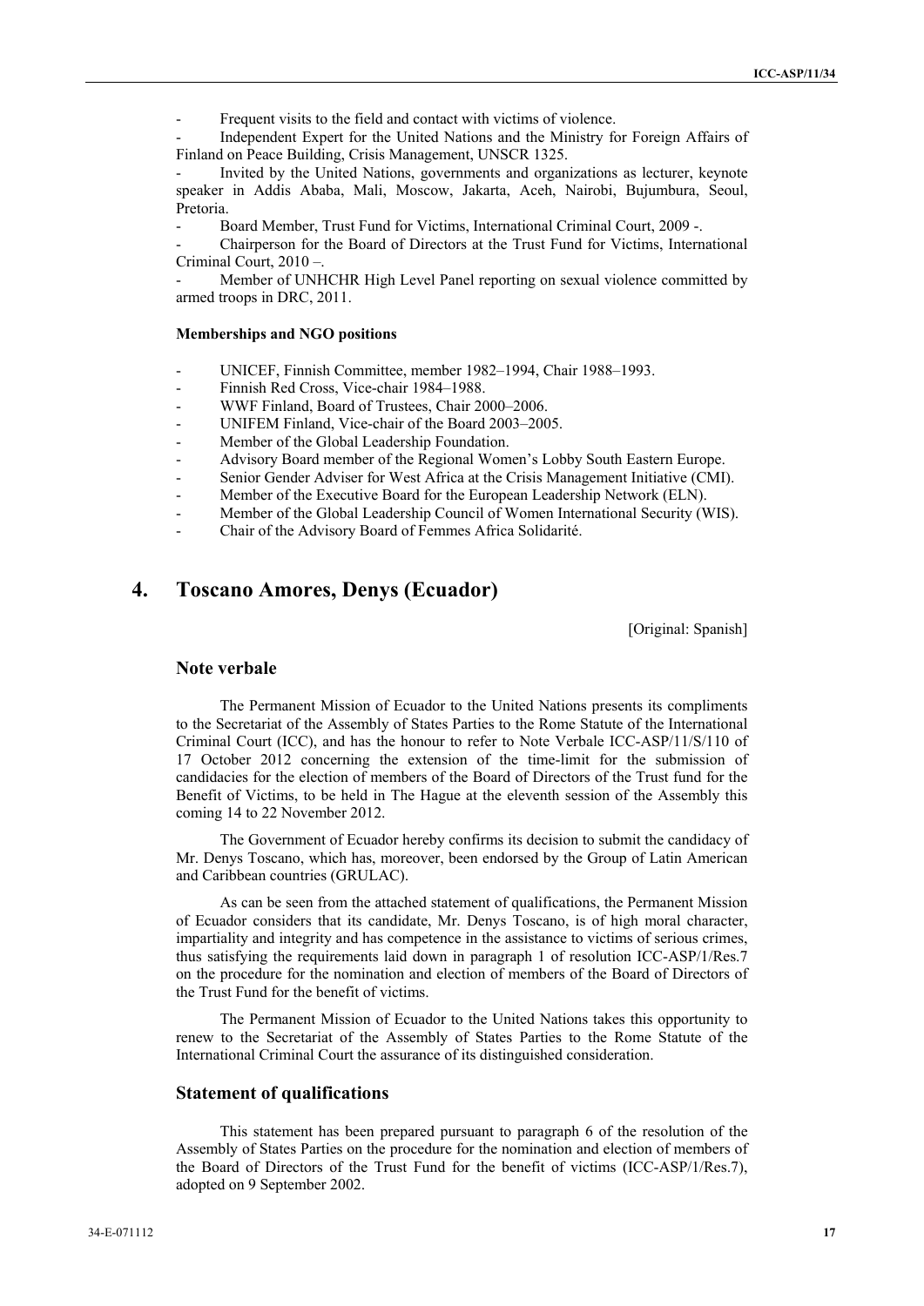- Frequent visits to the field and contact with victims of violence.
- Independent Expert for the United Nations and the Ministry for Foreign Affairs of Finland on Peace Building, Crisis Management, UNSCR 1325.
- Invited by the United Nations, governments and organizations as lecturer, keynote speaker in Addis Ababa, Mali, Moscow, Jakarta, Aceh, Nairobi, Bujumbura, Seoul, Pretoria.
- Board Member, Trust Fund for Victims, International Criminal Court, 2009 -.
- Chairperson for the Board of Directors at the Trust Fund for Victims, International Criminal Court, 2010 –.
- Member of UNHCHR High Level Panel reporting on sexual violence committed by armed troops in DRC, 2011.

**Memberships and NGO positions**

- UNICEF, Finnish Committee, member 1982–1994, Chair 1988–1993.
- Finnish Red Cross, Vice-chair 1984–1988.
- WWF Finland, Board of Trustees, Chair 2000–2006.
- UNIFEM Finland, Vice-chair of the Board 2003–2005.
- Member of the Global Leadership Foundation.
- Advisory Board member of the Regional Women's Lobby South Eastern Europe.
- Senior Gender Adviser for West Africa at the Crisis Management Initiative (CMI).
- Member of the Executive Board for the European Leadership Network (ELN).
- Member of the Global Leadership Council of Women International Security (WIS).
- Chair of the Advisory Board of Femmes Africa Solidarité.

# 4. Toscano Amores, Denys (Ecuador)

[Original: Spanish]

## Note verbale

The Permanent Mission of Ecuador to the United Nations presents its compliments to the Secretariat of the Assembly of States Parties to the Rome Statute of the International Criminal Court (ICC), and has the honour to refer to Note Verbale ICC-ASP/11/S/110 of 17 October 2012 concerning the extension of the time-limit for the submission of candidacies for the election of members of the Board of Directors of the Trust fund for the Benefit of Victims, to be held in The Hague at the eleventh session of the Assembly this coming 14 to 22 November 2012.

The Government of Ecuador hereby confirms its decision to submit the candidacy of Mr. Denys Toscano, which has, moreover, been endorsed by the Group of Latin American and Caribbean countries (GRULAC).

As can be seen from the attached statement of qualifications, the Permanent Mission of Ecuador considers that its candidate, Mr. Denys Toscano, is of high moral character, impartiality and integrity and has competence in the assistance to victims of serious crimes, thus satisfying the requirements laid down in paragraph 1 of resolution ICC-ASP/1/Res.7 on the procedure for the nomination and election of members of the Board of Directors of the Trust Fund for the benefit of victims.

The Permanent Mission of Ecuador to the United Nations takes this opportunity to renew to the Secretariat of the Assembly of States Parties to the Rome Statute of the International Criminal Court the assurance of its distinguished consideration.

## Statement of qualifications

This statement has been prepared pursuant to paragraph 6 of the resolution of the Assembly of States Parties on the procedure for the nomination and election of members of the Board of Directors of the Trust Fund for the benefit of victims (ICC-ASP/1/Res.7), adopted on 9 September 2002.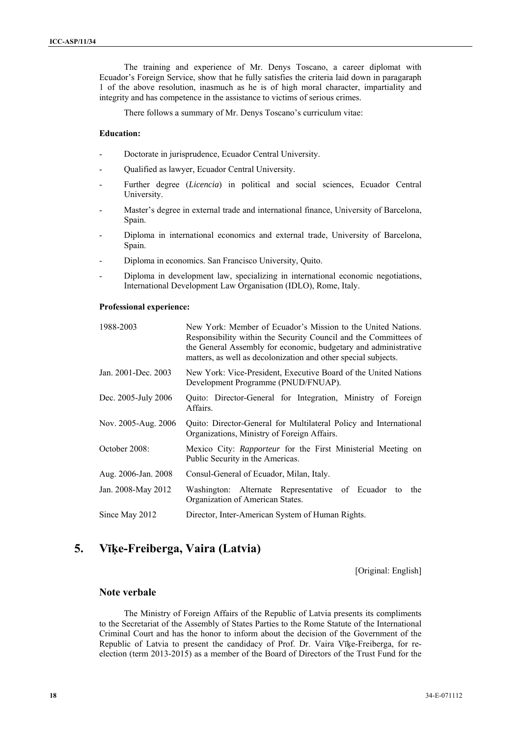The training and experience of Mr. Denys Toscano, a career diplomat with Ecuador's Foreign Service, show that he fully satisfies the criteria laid down in paragaraph 1 of the above resolution, inasmuch as he is of high moral character, impartiality and integrity and has competence in the assistance to victims of serious crimes.

There follows a summary of Mr. Denys Toscano's curriculum vitae:

**Education:**

- Doctorate in jurisprudence, Ecuador Central University.
- Qualified as lawyer, Ecuador Central University.
- Further degree (*Licencia*) in political and social sciences, Ecuador Central University.
- Master's degree in external trade and international finance, University of Barcelona, Spain.
- Diploma in international economics and external trade, University of Barcelona, Spain.
- Diploma in economics. San Francisco University, Quito.
- Diploma in development law, specializing in international economic negotiations, International Development Law Organisation (IDLO), Rome, Italy.

**Professional experience:**

| | |
|---|---|
| 1988-2003 | New York: Member of Ecuador's Mission to the United Nations. Responsibility within the Security Council and the Committees of the General Assembly for economic, budgetary and administrative matters, as well as decolonization and other special subjects. |
| Jan. 2001-Dec. 2003 | New York: Vice-President, Executive Board of the United Nations Development Programme (PNUD/FNUAP). |
| Dec. 2005-July 2006 | Quito: Director-General for Integration, Ministry of Foreign Affairs. |
| Nov. 2005-Aug. 2006 | Quito: Director-General for Multilateral Policy and International Organizations, Ministry of Foreign Affairs. |
| October 2008: | Mexico City: *Rapporteur* for the First Ministerial Meeting on Public Security in the Americas. |
| Aug. 2006-Jan. 2008 | Consul-General of Ecuador, Milan, Italy. |
| Jan. 2008-May 2012 | Washington: Alternate Representative of Ecuador to the Organization of American States. |
| Since May 2012 | Director, Inter-American System of Human Rights. |

## 5. Vīķe-Freiberga, Vaira (Latvia)

[Original: English]

### Note verbale

The Ministry of Foreign Affairs of the Republic of Latvia presents its compliments to the Secretariat of the Assembly of States Parties to the Rome Statute of the International Criminal Court and has the honor to inform about the decision of the Government of the Republic of Latvia to present the candidacy of Prof. Dr. Vaira Vīķe-Freiberga, for re-election (term 2013-2015) as a member of the Board of Directors of the Trust Fund for the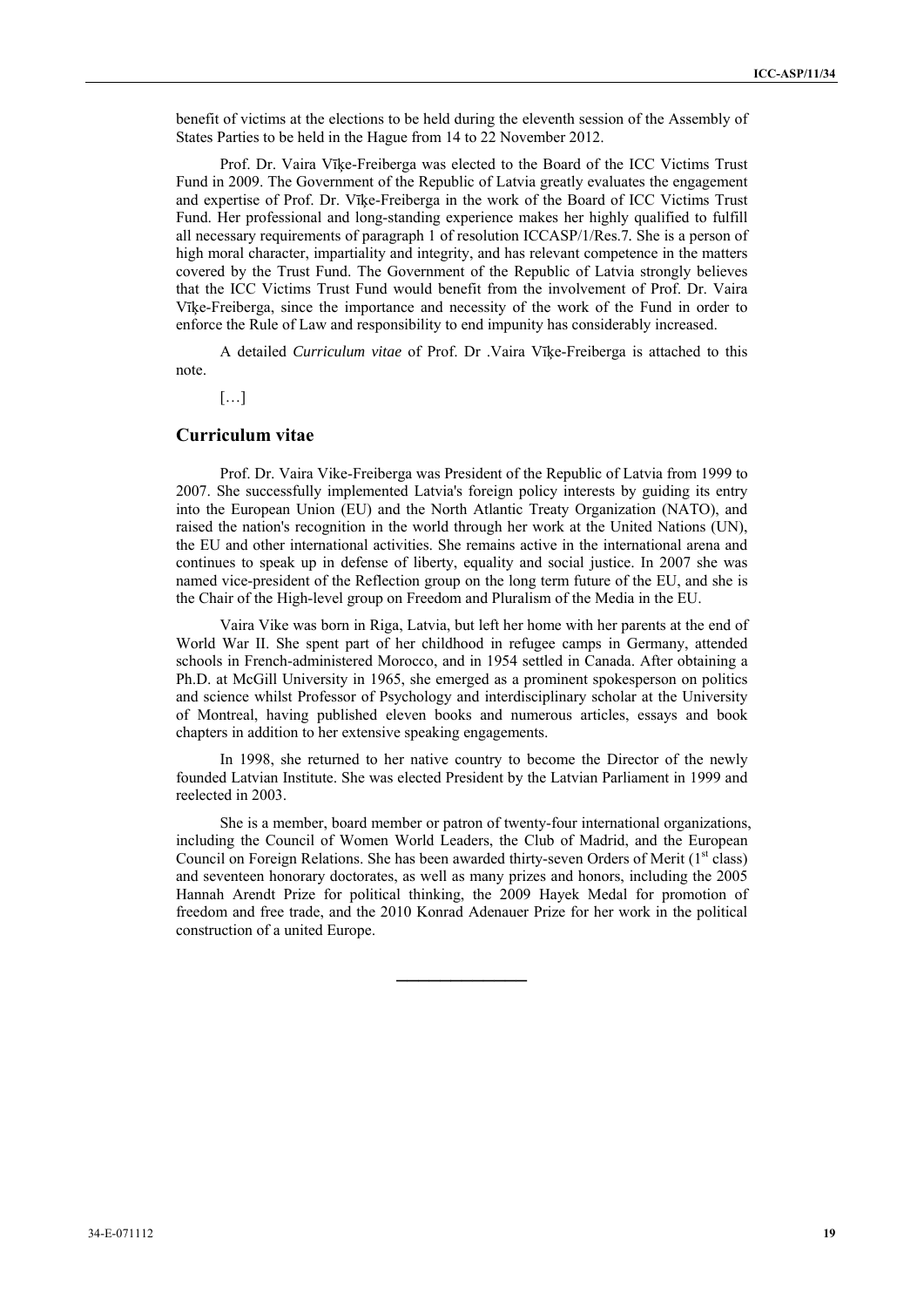benefit of victims at the elections to be held during the eleventh session of the Assembly of States Parties to be held in the Hague from 14 to 22 November 2012.

Prof. Dr. Vaira Vīķe-Freiberga was elected to the Board of the ICC Victims Trust Fund in 2009. The Government of the Republic of Latvia greatly evaluates the engagement and expertise of Prof. Dr. Vīķe-Freiberga in the work of the Board of ICC Victims Trust Fund. Her professional and long-standing experience makes her highly qualified to fulfill all necessary requirements of paragraph 1 of resolution ICCASP/1/Res.7. She is a person of high moral character, impartiality and integrity, and has relevant competence in the matters covered by the Trust Fund. The Government of the Republic of Latvia strongly believes that the ICC Victims Trust Fund would benefit from the involvement of Prof. Dr. Vaira Vīķe-Freiberga, since the importance and necessity of the work of the Fund in order to enforce the Rule of Law and responsibility to end impunity has considerably increased.

A detailed *Curriculum vitae* of Prof. Dr .Vaira Vīķe-Freiberga is attached to this note.

[…]

## Curriculum vitae

Prof. Dr. Vaira Vike-Freiberga was President of the Republic of Latvia from 1999 to 2007. She successfully implemented Latvia's foreign policy interests by guiding its entry into the European Union (EU) and the North Atlantic Treaty Organization (NATO), and raised the nation's recognition in the world through her work at the United Nations (UN), the EU and other international activities. She remains active in the international arena and continues to speak up in defense of liberty, equality and social justice. In 2007 she was named vice-president of the Reflection group on the long term future of the EU, and she is the Chair of the High-level group on Freedom and Pluralism of the Media in the EU.

Vaira Vike was born in Riga, Latvia, but left her home with her parents at the end of World War II. She spent part of her childhood in refugee camps in Germany, attended schools in French-administered Morocco, and in 1954 settled in Canada. After obtaining a Ph.D. at McGill University in 1965, she emerged as a prominent spokesperson on politics and science whilst Professor of Psychology and interdisciplinary scholar at the University of Montreal, having published eleven books and numerous articles, essays and book chapters in addition to her extensive speaking engagements.

In 1998, she returned to her native country to become the Director of the newly founded Latvian Institute. She was elected President by the Latvian Parliament in 1999 and reelected in 2003.

She is a member, board member or patron of twenty-four international organizations, including the Council of Women World Leaders, the Club of Madrid, and the European Council on Foreign Relations. She has been awarded thirty-seven Orders of Merit (1st class) and seventeen honorary doctorates, as well as many prizes and honors, including the 2005 Hannah Arendt Prize for political thinking, the 2009 Hayek Medal for promotion of freedom and free trade, and the 2010 Konrad Adenauer Prize for her work in the political construction of a united Europe.